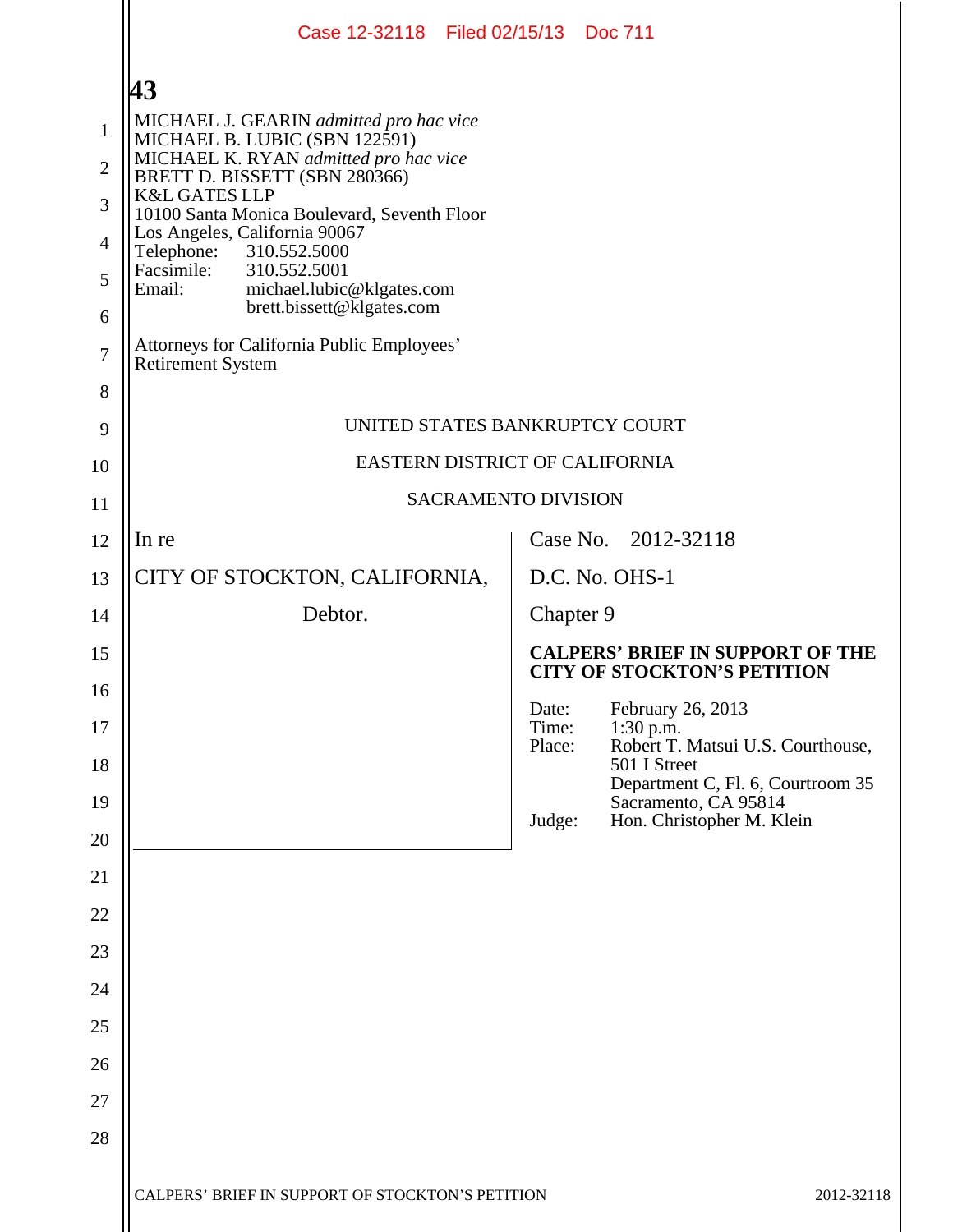MICHAEL J. GEARIN *admitted pro hac vice*
MICHAEL B. LUBIC (SBN 122591)
MICHAEL K. RYAN *admitted pro hac vice*
BRETT D. BISSETT (SBN 280366)
K&L GATES LLP
10100 Santa Monica Boulevard, Seventh Floor
Los Angeles, California 90067
Telephone: 310.552.5000
Facsimile: 310.552.5001
Email: michael.lubic@klgates.com
brett.bissett@klgates.com

Attorneys for California Public Employees' Retirement System

UNITED STATES BANKRUPTCY COURT

EASTERN DISTRICT OF CALIFORNIA

SACRAMENTO DIVISION

| | |
|---|---|
| In re | Case No. 2012-32118 |
| CITY OF STOCKTON, CALIFORNIA, | D.C. No. OHS-1 |
| Debtor. | Chapter 9 |
| | **CALPERS' BRIEF IN SUPPORT OF THE CITY OF STOCKTON'S PETITION** |
| | Date: February 26, 2013<br>Time: 1:30 p.m.<br>Place: Robert T. Matsui U.S. Courthouse, 501 I Street<br>Department C, Fl. 6, Courtroom 35<br>Sacramento, CA 95814<br>Judge: Hon. Christopher M. Klein |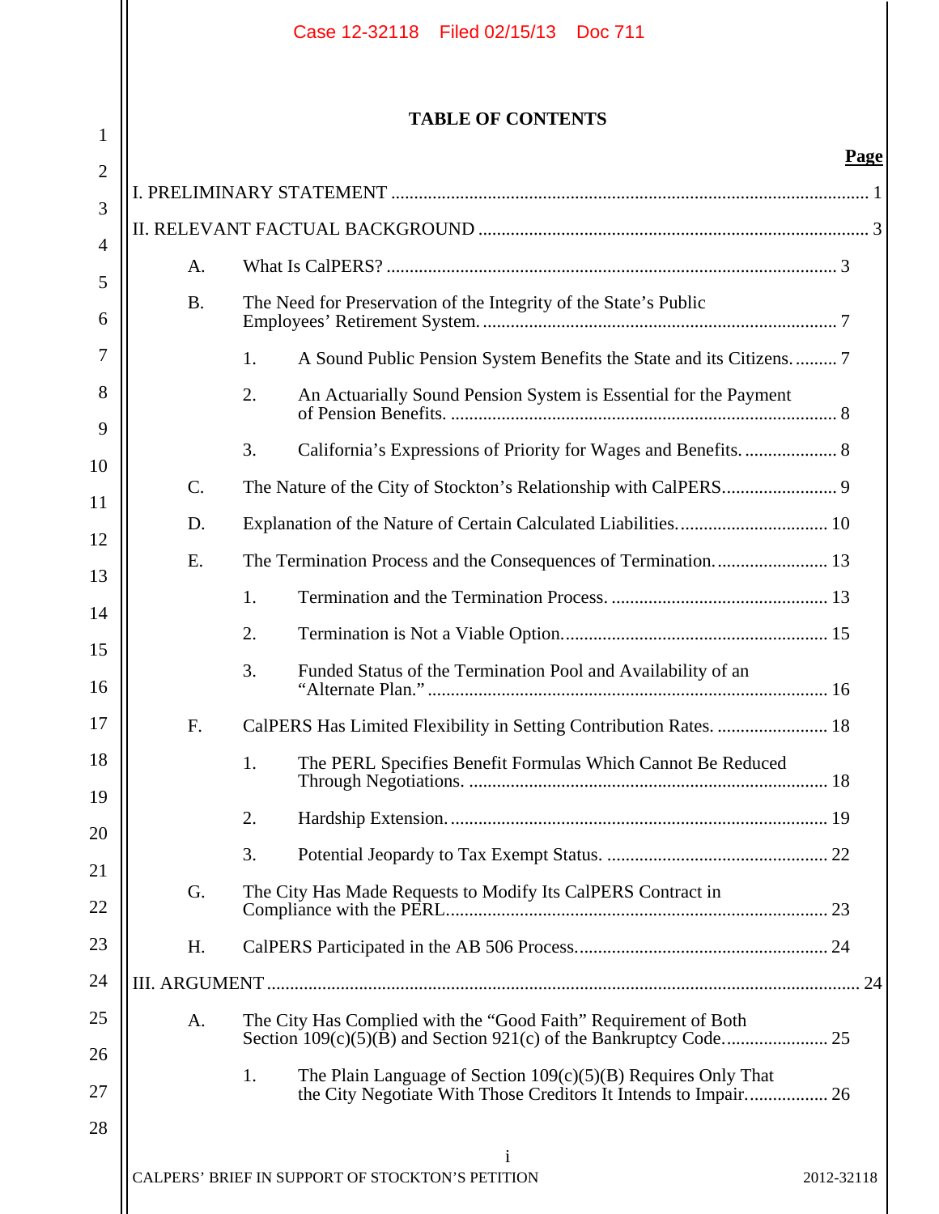# TABLE OF CONTENTS

| | Page |
|---|---|
| I. PRELIMINARY STATEMENT | 1 |
| II. RELEVANT FACTUAL BACKGROUND | 3 |
| A. What Is CalPERS? | 3 |
| B. The Need for Preservation of the Integrity of the State's Public Employees' Retirement System. | 7 |
| 1. A Sound Public Pension System Benefits the State and its Citizens. | 7 |
| 2. An Actuarially Sound Pension System is Essential for the Payment of Pension Benefits. | 8 |
| 3. California's Expressions of Priority for Wages and Benefits. | 8 |
| C. The Nature of the City of Stockton's Relationship with CalPERS. | 9 |
| D. Explanation of the Nature of Certain Calculated Liabilities. | 10 |
| E. The Termination Process and the Consequences of Termination. | 13 |
| 1. Termination and the Termination Process. | 13 |
| 2. Termination is Not a Viable Option. | 15 |
| 3. Funded Status of the Termination Pool and Availability of an "Alternate Plan." | 16 |
| F. CalPERS Has Limited Flexibility in Setting Contribution Rates. | 18 |
| 1. The PERL Specifies Benefit Formulas Which Cannot Be Reduced Through Negotiations. | 18 |
| 2. Hardship Extension. | 19 |
| 3. Potential Jeopardy to Tax Exempt Status. | 22 |
| G. The City Has Made Requests to Modify Its CalPERS Contract in Compliance with the PERL. | 23 |
| H. CalPERS Participated in the AB 506 Process. | 24 |
| III. ARGUMENT | 24 |
| A. The City Has Complied with the "Good Faith" Requirement of Both Section 109(c)(5)(B) and Section 921(c) of the Bankruptcy Code. | 25 |
| 1. The Plain Language of Section 109(c)(5)(B) Requires Only That the City Negotiate With Those Creditors It Intends to Impair. | 26 |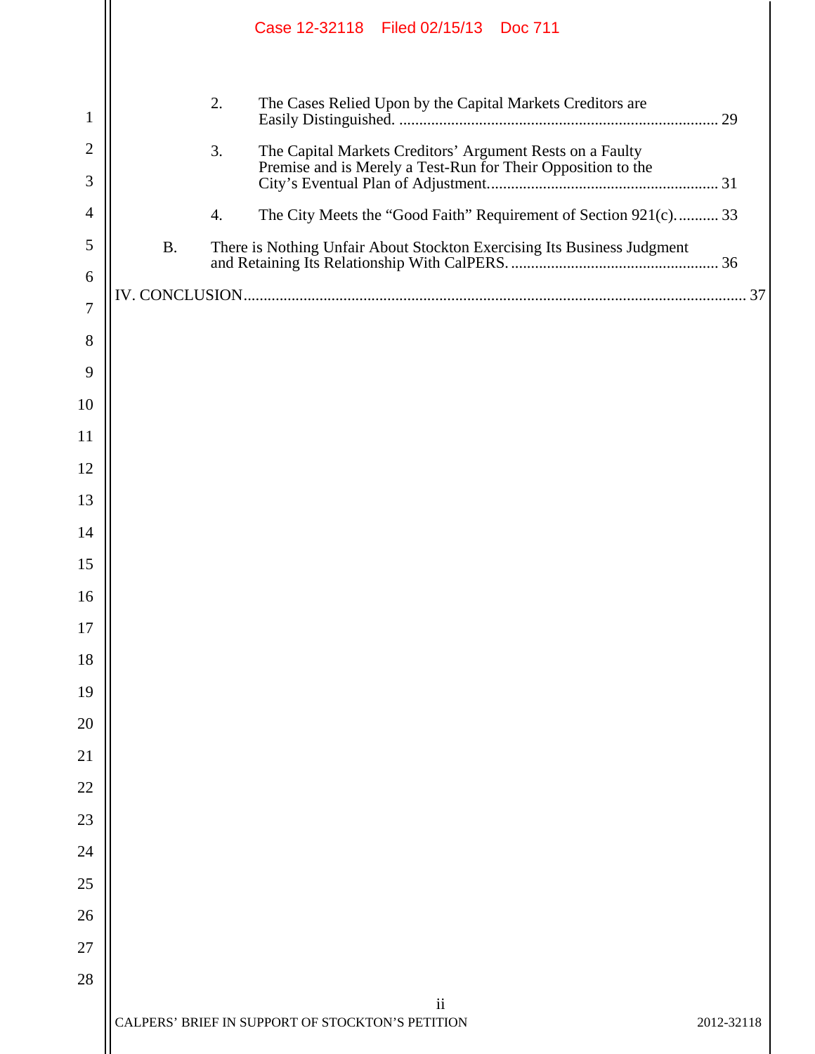2. The Cases Relied Upon by the Capital Markets Creditors are Easily Distinguished. ............................................................................... 29

3. The Capital Markets Creditors' Argument Rests on a Faulty Premise and is Merely a Test-Run for Their Opposition to the City's Eventual Plan of Adjustment......................................................... 31

4. The City Meets the "Good Faith" Requirement of Section 921(c)........... 33

B. There is Nothing Unfair About Stockton Exercising Its Business Judgment and Retaining Its Relationship With CalPERS. .................................................... 36

IV. CONCLUSION.............................................................................................................. 37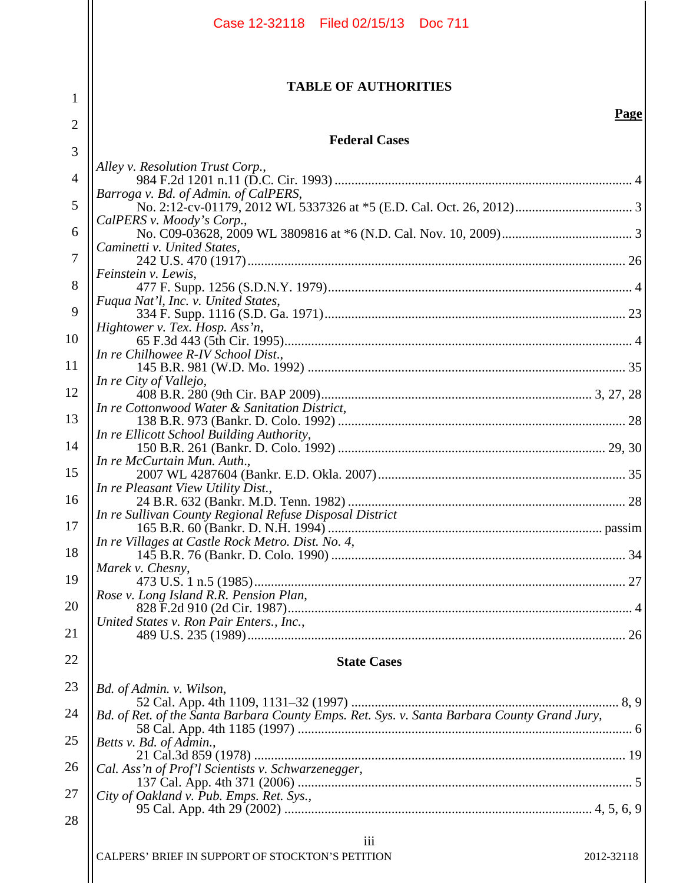## TABLE OF AUTHORITIES

**Page**

### Federal Cases

*Alley v. Resolution Trust Corp.*,
984 F.2d 1201 n.11 (D.C. Cir. 1993) ........................................ 4

*Barroga v. Bd. of Admin. of CalPERS*,
No. 2:12-cv-01179, 2012 WL 5337326 at *5 (E.D. Cal. Oct. 26, 2012) .................... 3

*CalPERS v. Moody's Corp.*,
No. C09-03628, 2009 WL 3809816 at *6 (N.D. Cal. Nov. 10, 2009) .................... 3

*Caminetti v. United States*,
242 U.S. 470 (1917) ........................................ 26

*Feinstein v. Lewis*,
477 F. Supp. 1256 (S.D.N.Y. 1979) ........................................ 4

*Fuqua Nat'l, Inc. v. United States*,
334 F. Supp. 1116 (S.D. Ga. 1971) ........................................ 23

*Hightower v. Tex. Hosp. Ass'n*,
65 F.3d 443 (5th Cir. 1995) ........................................ 4

*In re Chilhowee R-IV School Dist.*,
145 B.R. 981 (W.D. Mo. 1992) ........................................ 35

*In re City of Vallejo*,
408 B.R. 280 (9th Cir. BAP 2009) ........................................ 3, 27, 28

*In re Cottonwood Water & Sanitation District*,
138 B.R. 973 (Bankr. D. Colo. 1992) ........................................ 28

*In re Ellicott School Building Authority*,
150 B.R. 261 (Bankr. D. Colo. 1992) ........................................ 29, 30

*In re McCurtain Mun. Auth.*,
2007 WL 4287604 (Bankr. E.D. Okla. 2007) ........................................ 35

*In re Pleasant View Utility Dist.*,
24 B.R. 632 (Bankr. M.D. Tenn. 1982) ........................................ 28

*In re Sullivan County Regional Refuse Disposal District*
165 B.R. 60 (Bankr. D. N.H. 1994) ........................................ passim

*In re Villages at Castle Rock Metro. Dist. No. 4*,
145 B.R. 76 (Bankr. D. Colo. 1990) ........................................ 34

*Marek v. Chesny*,
473 U.S. 1 n.5 (1985) ........................................ 27

*Rose v. Long Island R.R. Pension Plan*,
828 F.2d 910 (2d Cir. 1987) ........................................ 4

*United States v. Ron Pair Enters., Inc.*,
489 U.S. 235 (1989) ........................................ 26

### State Cases

*Bd. of Admin. v. Wilson*,
52 Cal. App. 4th 1109, 1131–32 (1997) ........................................ 8, 9

*Bd. of Ret. of the Santa Barbara County Emps. Ret. Sys. v. Santa Barbara County Grand Jury*,
58 Cal. App. 4th 1185 (1997) ........................................ 6

*Betts v. Bd. of Admin.*,
21 Cal.3d 859 (1978) ........................................ 19

*Cal. Ass'n of Prof'l Scientists v. Schwarzenegger*,
137 Cal. App. 4th 371 (2006) ........................................ 5

*City of Oakland v. Pub. Emps. Ret. Sys.*,
95 Cal. App. 4th 29 (2002) ........................................ 4, 5, 6, 9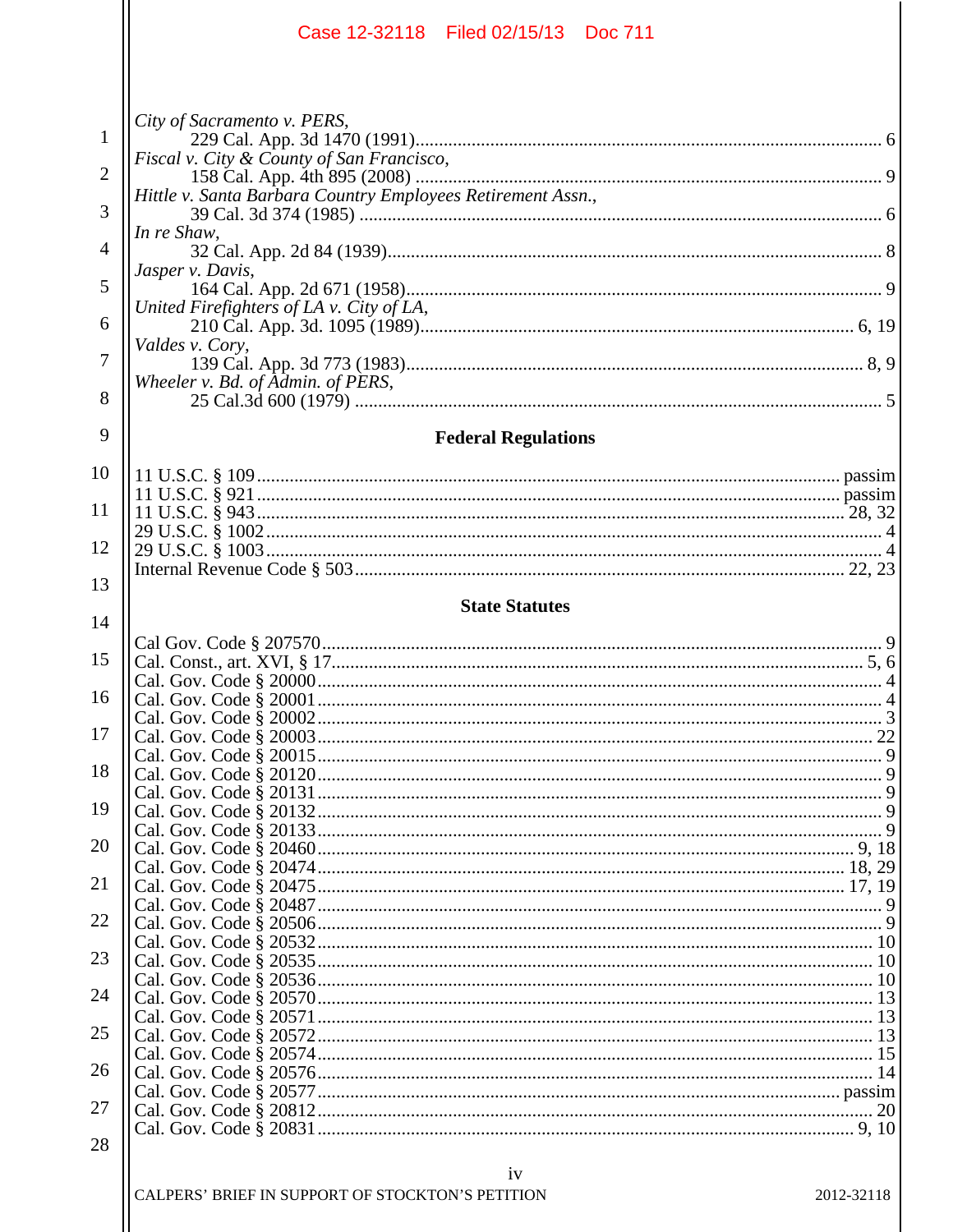*City of Sacramento v. PERS*,
229 Cal. App. 3d 1470 (1991) .......... 6

*Fiscal v. City & County of San Francisco*,
158 Cal. App. 4th 895 (2008) .......... 9

*Hittle v. Santa Barbara Country Employees Retirement Assn.*,
39 Cal. 3d 374 (1985) .......... 6

*In re Shaw*,
32 Cal. App. 2d 84 (1939) .......... 8

*Jasper v. Davis*,
164 Cal. App. 2d 671 (1958) .......... 9

*United Firefighters of LA v. City of LA*,
210 Cal. App. 3d. 1095 (1989) .......... 6, 19

*Valdes v. Cory*,
139 Cal. App. 3d 773 (1983) .......... 8, 9

*Wheeler v. Bd. of Admin. of PERS*,
25 Cal.3d 600 (1979) .......... 5

**Federal Regulations**

11 U.S.C. § 109 .......... passim
11 U.S.C. § 921 .......... passim
11 U.S.C. § 943 .......... 28, 32
29 U.S.C. § 1002 .......... 4
29 U.S.C. § 1003 .......... 4
Internal Revenue Code § 503 .......... 22, 23

**State Statutes**

Cal Gov. Code § 207570 .......... 9
Cal. Const., art. XVI, § 17 .......... 5, 6
Cal. Gov. Code § 20000 .......... 4
Cal. Gov. Code § 20001 .......... 4
Cal. Gov. Code § 20002 .......... 3
Cal. Gov. Code § 20003 .......... 22
Cal. Gov. Code § 20015 .......... 9
Cal. Gov. Code § 20120 .......... 9
Cal. Gov. Code § 20131 .......... 9
Cal. Gov. Code § 20132 .......... 9
Cal. Gov. Code § 20133 .......... 9
Cal. Gov. Code § 20460 .......... 9, 18
Cal. Gov. Code § 20474 .......... 18, 29
Cal. Gov. Code § 20475 .......... 17, 19
Cal. Gov. Code § 20487 .......... 9
Cal. Gov. Code § 20506 .......... 9
Cal. Gov. Code § 20532 .......... 10
Cal. Gov. Code § 20535 .......... 10
Cal. Gov. Code § 20536 .......... 10
Cal. Gov. Code § 20570 .......... 13
Cal. Gov. Code § 20571 .......... 13
Cal. Gov. Code § 20572 .......... 13
Cal. Gov. Code § 20574 .......... 15
Cal. Gov. Code § 20576 .......... 14
Cal. Gov. Code § 20577 .......... passim
Cal. Gov. Code § 20812 .......... 20
Cal. Gov. Code § 20831 .......... 9, 10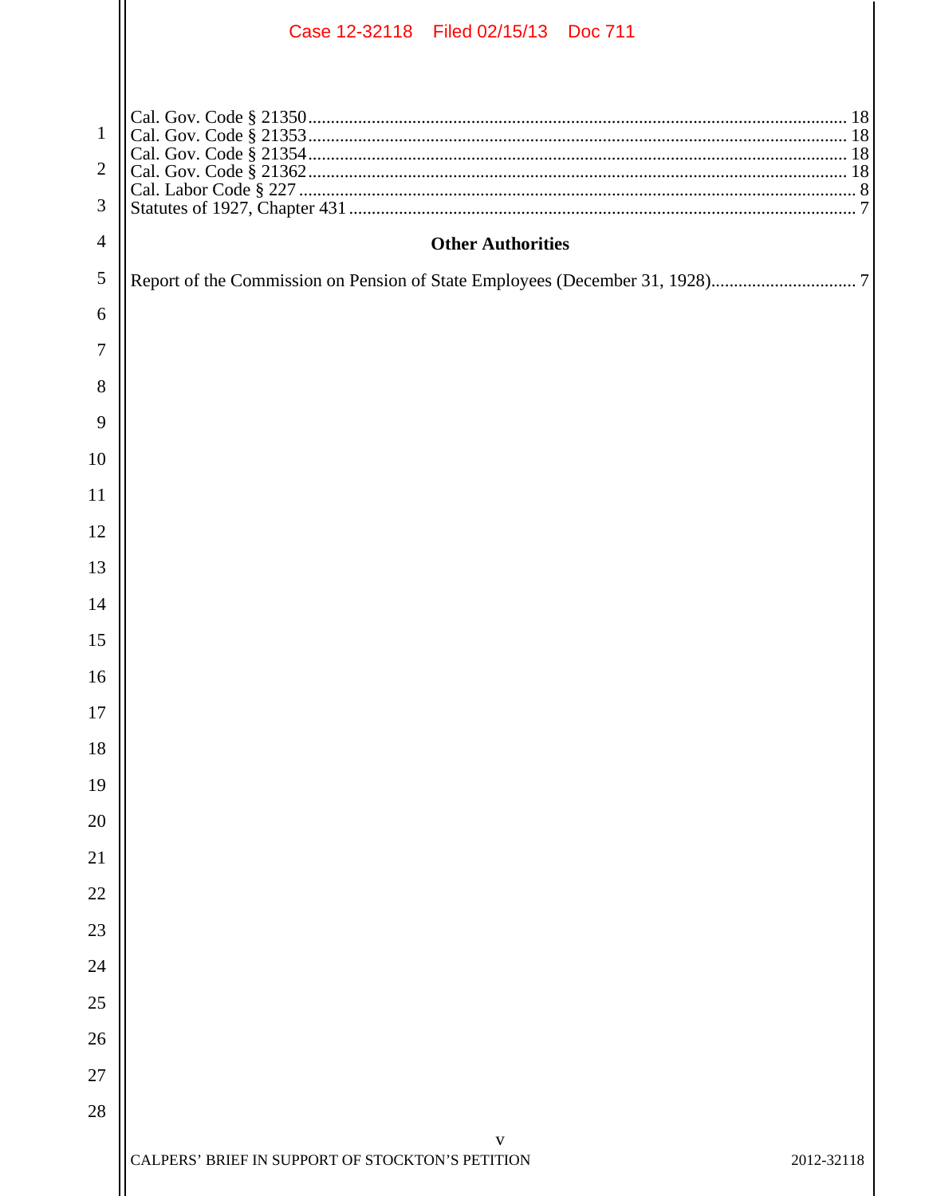Cal. Gov. Code § 21350 .......... 18
Cal. Gov. Code § 21353 .......... 18
Cal. Gov. Code § 21354 .......... 18
Cal. Gov. Code § 21362 .......... 18
Cal. Labor Code § 227 .......... 8
Statutes of 1927, Chapter 431 .......... 7

### Other Authorities

Report of the Commission on Pension of State Employees (December 31, 1928) .......... 7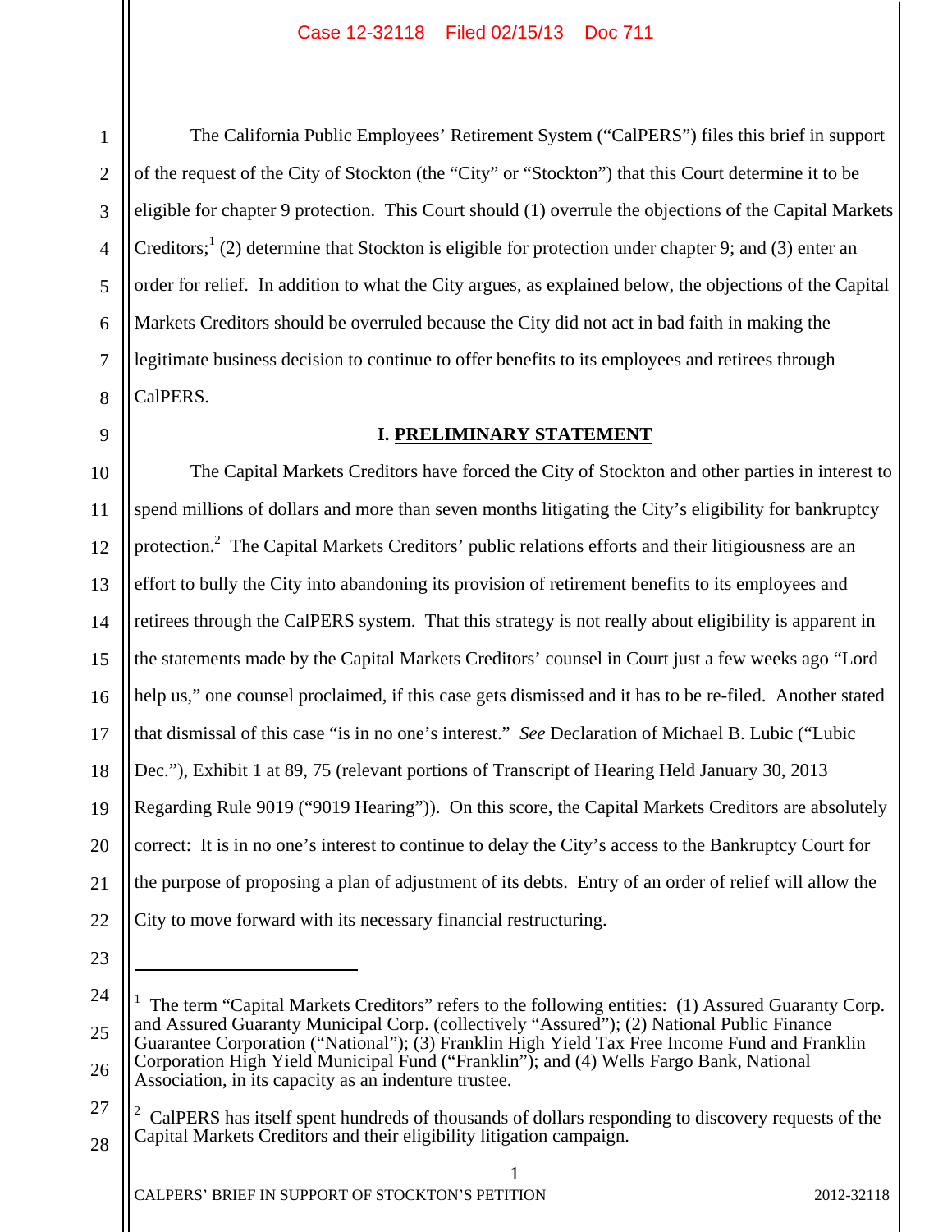The California Public Employees' Retirement System ("CalPERS") files this brief in support of the request of the City of Stockton (the "City" or "Stockton") that this Court determine it to be eligible for chapter 9 protection. This Court should (1) overrule the objections of the Capital Markets Creditors;[1] (2) determine that Stockton is eligible for protection under chapter 9; and (3) enter an order for relief. In addition to what the City argues, as explained below, the objections of the Capital Markets Creditors should be overruled because the City did not act in bad faith in making the legitimate business decision to continue to offer benefits to its employees and retirees through CalPERS.

## I. PRELIMINARY STATEMENT

The Capital Markets Creditors have forced the City of Stockton and other parties in interest to spend millions of dollars and more than seven months litigating the City's eligibility for bankruptcy protection.[2] The Capital Markets Creditors' public relations efforts and their litigiousness are an effort to bully the City into abandoning its provision of retirement benefits to its employees and retirees through the CalPERS system. That this strategy is not really about eligibility is apparent in the statements made by the Capital Markets Creditors' counsel in Court just a few weeks ago "Lord help us," one counsel proclaimed, if this case gets dismissed and it has to be re-filed. Another stated that dismissal of this case "is in no one's interest." *See* Declaration of Michael B. Lubic ("Lubic Dec."), Exhibit 1 at 89, 75 (relevant portions of Transcript of Hearing Held January 30, 2013 Regarding Rule 9019 ("9019 Hearing")). On this score, the Capital Markets Creditors are absolutely correct: It is in no one's interest to continue to delay the City's access to the Bankruptcy Court for the purpose of proposing a plan of adjustment of its debts. Entry of an order of relief will allow the City to move forward with its necessary financial restructuring.

---

[1] The term "Capital Markets Creditors" refers to the following entities: (1) Assured Guaranty Corp. and Assured Guaranty Municipal Corp. (collectively "Assured"); (2) National Public Finance Guarantee Corporation ("National"); (3) Franklin High Yield Tax Free Income Fund and Franklin Corporation High Yield Municipal Fund ("Franklin"); and (4) Wells Fargo Bank, National Association, in its capacity as an indenture trustee.

[2] CalPERS has itself spent hundreds of thousands of dollars responding to discovery requests of the Capital Markets Creditors and their eligibility litigation campaign.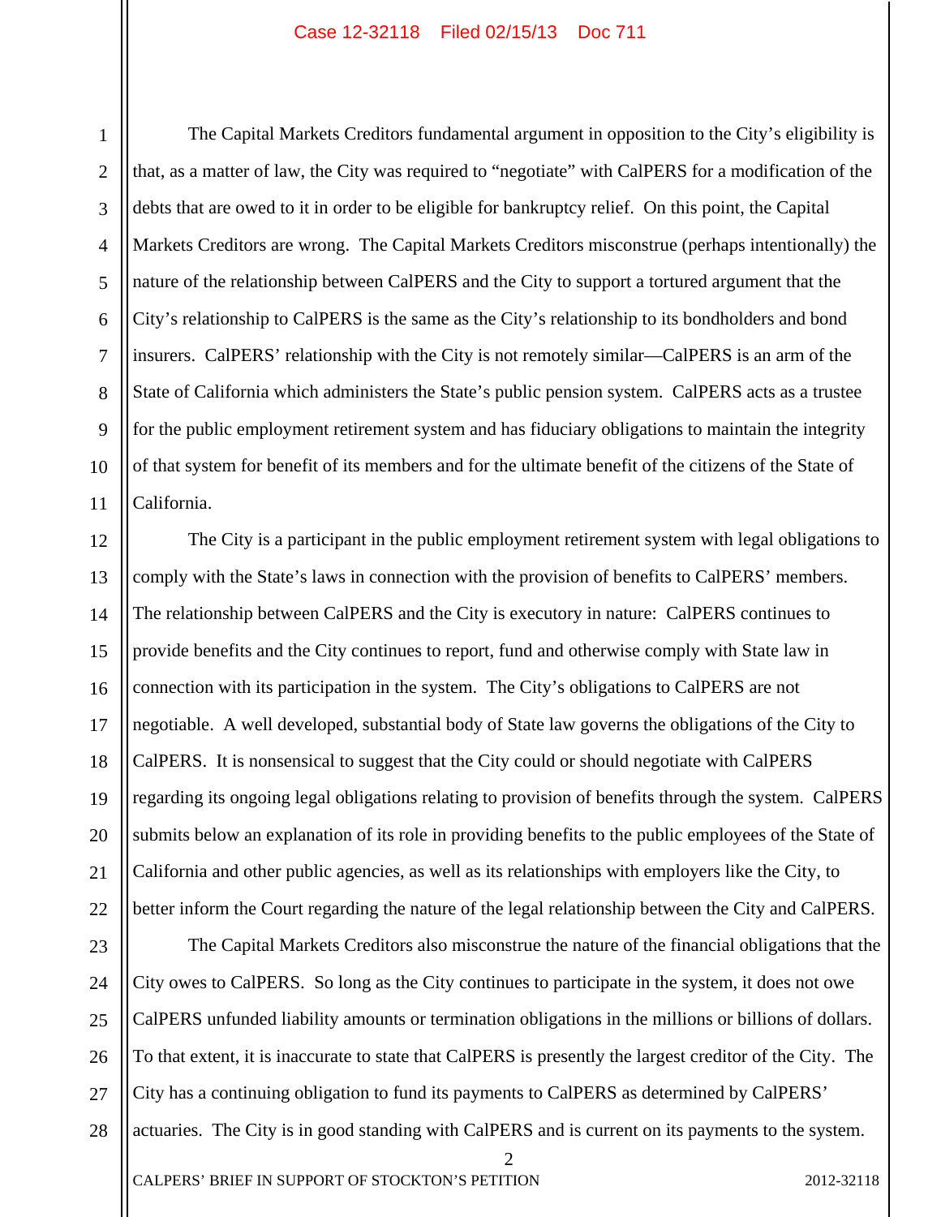The Capital Markets Creditors fundamental argument in opposition to the City's eligibility is that, as a matter of law, the City was required to "negotiate" with CalPERS for a modification of the debts that are owed to it in order to be eligible for bankruptcy relief. On this point, the Capital Markets Creditors are wrong. The Capital Markets Creditors misconstrue (perhaps intentionally) the nature of the relationship between CalPERS and the City to support a tortured argument that the City's relationship to CalPERS is the same as the City's relationship to its bondholders and bond insurers. CalPERS' relationship with the City is not remotely similar—CalPERS is an arm of the State of California which administers the State's public pension system. CalPERS acts as a trustee for the public employment retirement system and has fiduciary obligations to maintain the integrity of that system for benefit of its members and for the ultimate benefit of the citizens of the State of California.

The City is a participant in the public employment retirement system with legal obligations to comply with the State's laws in connection with the provision of benefits to CalPERS' members. The relationship between CalPERS and the City is executory in nature: CalPERS continues to provide benefits and the City continues to report, fund and otherwise comply with State law in connection with its participation in the system. The City's obligations to CalPERS are not negotiable. A well developed, substantial body of State law governs the obligations of the City to CalPERS. It is nonsensical to suggest that the City could or should negotiate with CalPERS regarding its ongoing legal obligations relating to provision of benefits through the system. CalPERS submits below an explanation of its role in providing benefits to the public employees of the State of California and other public agencies, as well as its relationships with employers like the City, to better inform the Court regarding the nature of the legal relationship between the City and CalPERS.

The Capital Markets Creditors also misconstrue the nature of the financial obligations that the City owes to CalPERS. So long as the City continues to participate in the system, it does not owe CalPERS unfunded liability amounts or termination obligations in the millions or billions of dollars. To that extent, it is inaccurate to state that CalPERS is presently the largest creditor of the City. The City has a continuing obligation to fund its payments to CalPERS as determined by CalPERS' actuaries. The City is in good standing with CalPERS and is current on its payments to the system.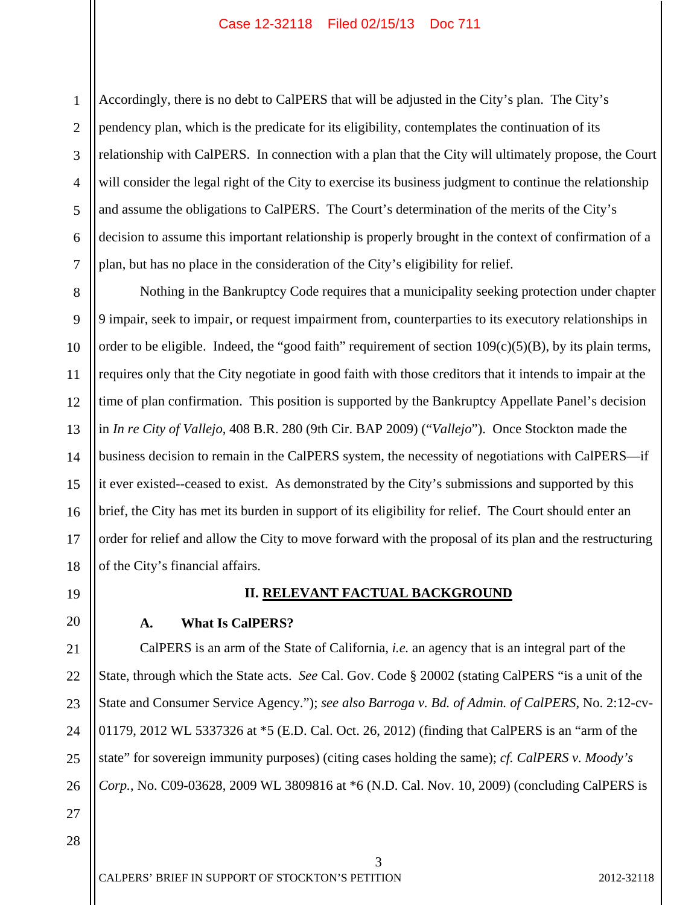Accordingly, there is no debt to CalPERS that will be adjusted in the City's plan. The City's pendency plan, which is the predicate for its eligibility, contemplates the continuation of its relationship with CalPERS. In connection with a plan that the City will ultimately propose, the Court will consider the legal right of the City to exercise its business judgment to continue the relationship and assume the obligations to CalPERS. The Court's determination of the merits of the City's decision to assume this important relationship is properly brought in the context of confirmation of a plan, but has no place in the consideration of the City's eligibility for relief.

Nothing in the Bankruptcy Code requires that a municipality seeking protection under chapter 9 impair, seek to impair, or request impairment from, counterparties to its executory relationships in order to be eligible. Indeed, the "good faith" requirement of section 109(c)(5)(B), by its plain terms, requires only that the City negotiate in good faith with those creditors that it intends to impair at the time of plan confirmation. This position is supported by the Bankruptcy Appellate Panel's decision in *In re City of Vallejo*, 408 B.R. 280 (9th Cir. BAP 2009) ("*Vallejo*"). Once Stockton made the business decision to remain in the CalPERS system, the necessity of negotiations with CalPERS—if it ever existed--ceased to exist. As demonstrated by the City's submissions and supported by this brief, the City has met its burden in support of its eligibility for relief. The Court should enter an order for relief and allow the City to move forward with the proposal of its plan and the restructuring of the City's financial affairs.

## II. RELEVANT FACTUAL BACKGROUND

### A. What Is CalPERS?

CalPERS is an arm of the State of California, *i.e.* an agency that is an integral part of the State, through which the State acts. *See* Cal. Gov. Code § 20002 (stating CalPERS "is a unit of the State and Consumer Service Agency."); *see also Barroga v. Bd. of Admin. of CalPERS*, No. 2:12-cv-01179, 2012 WL 5337326 at *5 (E.D. Cal. Oct. 26, 2012) (finding that CalPERS is an "arm of the state" for sovereign immunity purposes) (citing cases holding the same); *cf. CalPERS v. Moody's Corp.*, No. C09-03628, 2009 WL 3809816 at *6 (N.D. Cal. Nov. 10, 2009) (concluding CalPERS is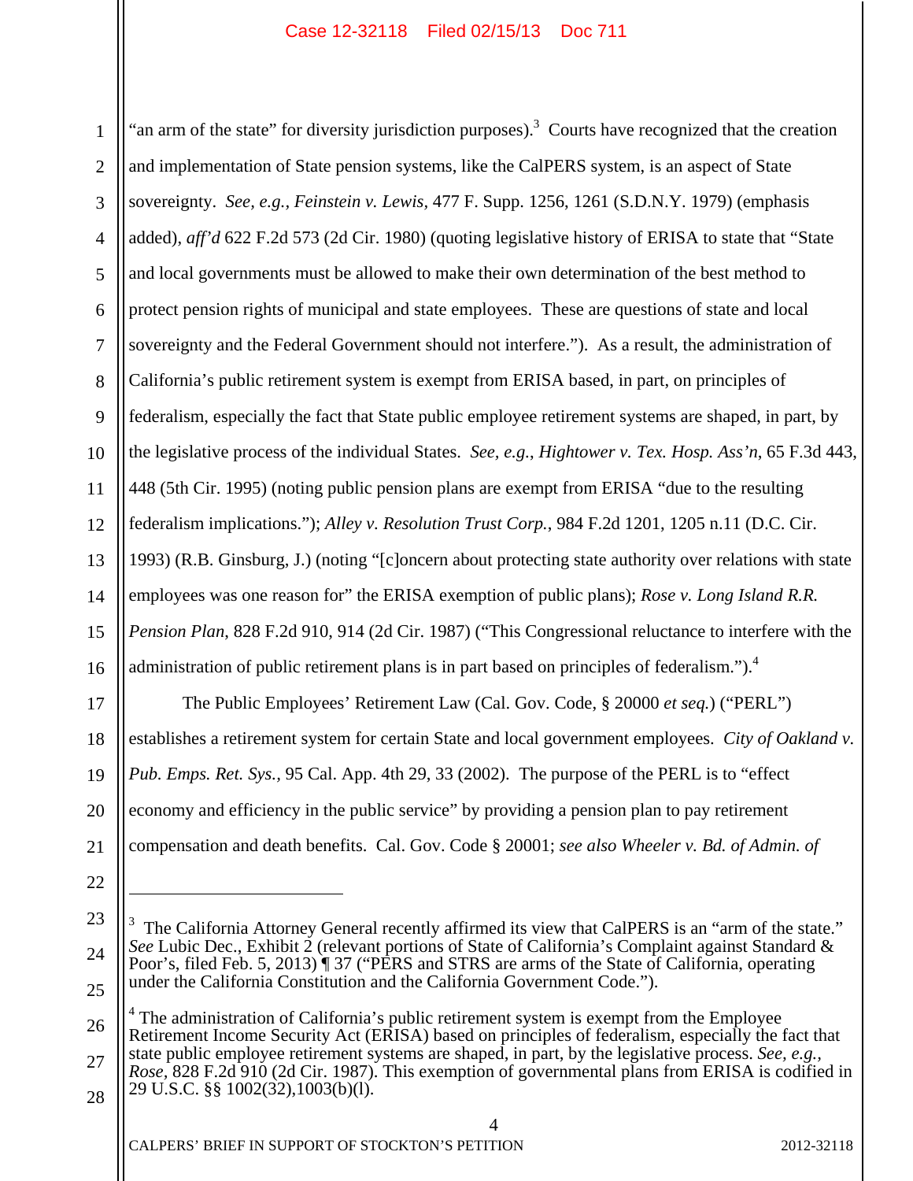"an arm of the state" for diversity jurisdiction purposes).[3] Courts have recognized that the creation and implementation of State pension systems, like the CalPERS system, is an aspect of State sovereignty. *See, e.g.*, *Feinstein v. Lewis*, 477 F. Supp. 1256, 1261 (S.D.N.Y. 1979) (emphasis added), *aff'd* 622 F.2d 573 (2d Cir. 1980) (quoting legislative history of ERISA to state that "State and local governments must be allowed to make their own determination of the best method to protect pension rights of municipal and state employees. These are questions of state and local sovereignty and the Federal Government should not interfere."). As a result, the administration of California's public retirement system is exempt from ERISA based, in part, on principles of federalism, especially the fact that State public employee retirement systems are shaped, in part, by the legislative process of the individual States. *See, e.g.*, *Hightower v. Tex. Hosp. Ass'n*, 65 F.3d 443, 448 (5th Cir. 1995) (noting public pension plans are exempt from ERISA "due to the resulting federalism implications."); *Alley v. Resolution Trust Corp.*, 984 F.2d 1201, 1205 n.11 (D.C. Cir. 1993) (R.B. Ginsburg, J.) (noting "[c]oncern about protecting state authority over relations with state employees was one reason for" the ERISA exemption of public plans); *Rose v. Long Island R.R. Pension Plan*, 828 F.2d 910, 914 (2d Cir. 1987) ("This Congressional reluctance to interfere with the administration of public retirement plans is in part based on principles of federalism.").[4]

The Public Employees' Retirement Law (Cal. Gov. Code, § 20000 *et seq.*) ("PERL") establishes a retirement system for certain State and local government employees. *City of Oakland v. Pub. Emps. Ret. Sys.*, 95 Cal. App. 4th 29, 33 (2002). The purpose of the PERL is to "effect economy and efficiency in the public service" by providing a pension plan to pay retirement compensation and death benefits. Cal. Gov. Code § 20001; *see also Wheeler v. Bd. of Admin. of*

---

[3] The California Attorney General recently affirmed its view that CalPERS is an "arm of the state." *See* Lubic Dec., Exhibit 2 (relevant portions of State of California's Complaint against Standard & Poor's, filed Feb. 5, 2013) ¶ 37 ("PERS and STRS are arms of the State of California, operating under the California Constitution and the California Government Code.").

[4] The administration of California's public retirement system is exempt from the Employee Retirement Income Security Act (ERISA) based on principles of federalism, especially the fact that state public employee retirement systems are shaped, in part, by the legislative process. *See, e.g., Rose*, 828 F.2d 910 (2d Cir. 1987). This exemption of governmental plans from ERISA is codified in 29 U.S.C. §§ 1002(32),1003(b)(l).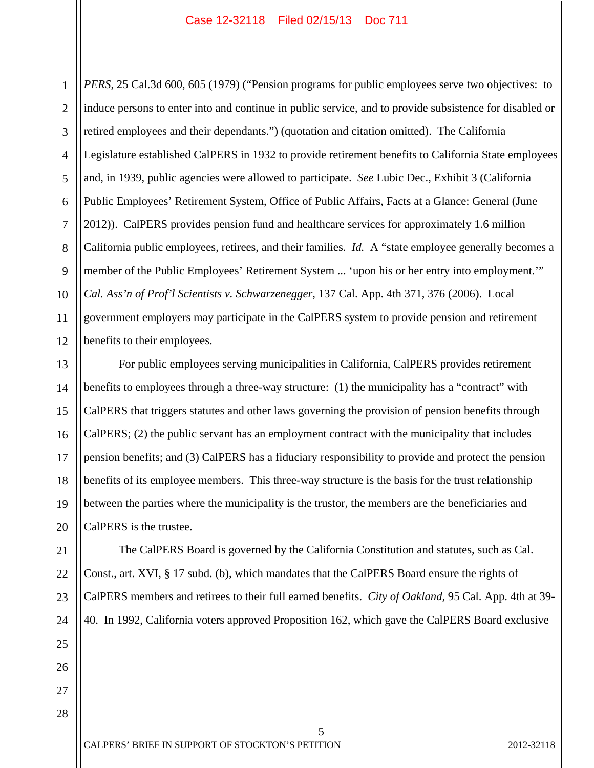*PERS*, 25 Cal.3d 600, 605 (1979) ("Pension programs for public employees serve two objectives: to induce persons to enter into and continue in public service, and to provide subsistence for disabled or retired employees and their dependants.") (quotation and citation omitted). The California Legislature established CalPERS in 1932 to provide retirement benefits to California State employees and, in 1939, public agencies were allowed to participate. *See* Lubic Dec., Exhibit 3 (California Public Employees' Retirement System, Office of Public Affairs, Facts at a Glance: General (June 2012)). CalPERS provides pension fund and healthcare services for approximately 1.6 million California public employees, retirees, and their families. *Id.* A "state employee generally becomes a member of the Public Employees' Retirement System ... 'upon his or her entry into employment.'" *Cal. Ass'n of Prof'l Scientists v. Schwarzenegger*, 137 Cal. App. 4th 371, 376 (2006). Local government employers may participate in the CalPERS system to provide pension and retirement benefits to their employees.

For public employees serving municipalities in California, CalPERS provides retirement benefits to employees through a three-way structure: (1) the municipality has a "contract" with CalPERS that triggers statutes and other laws governing the provision of pension benefits through CalPERS; (2) the public servant has an employment contract with the municipality that includes pension benefits; and (3) CalPERS has a fiduciary responsibility to provide and protect the pension benefits of its employee members. This three-way structure is the basis for the trust relationship between the parties where the municipality is the trustor, the members are the beneficiaries and CalPERS is the trustee.

The CalPERS Board is governed by the California Constitution and statutes, such as Cal. Const., art. XVI, § 17 subd. (b), which mandates that the CalPERS Board ensure the rights of CalPERS members and retirees to their full earned benefits. *City of Oakland*, 95 Cal. App. 4th at 39-40. In 1992, California voters approved Proposition 162, which gave the CalPERS Board exclusive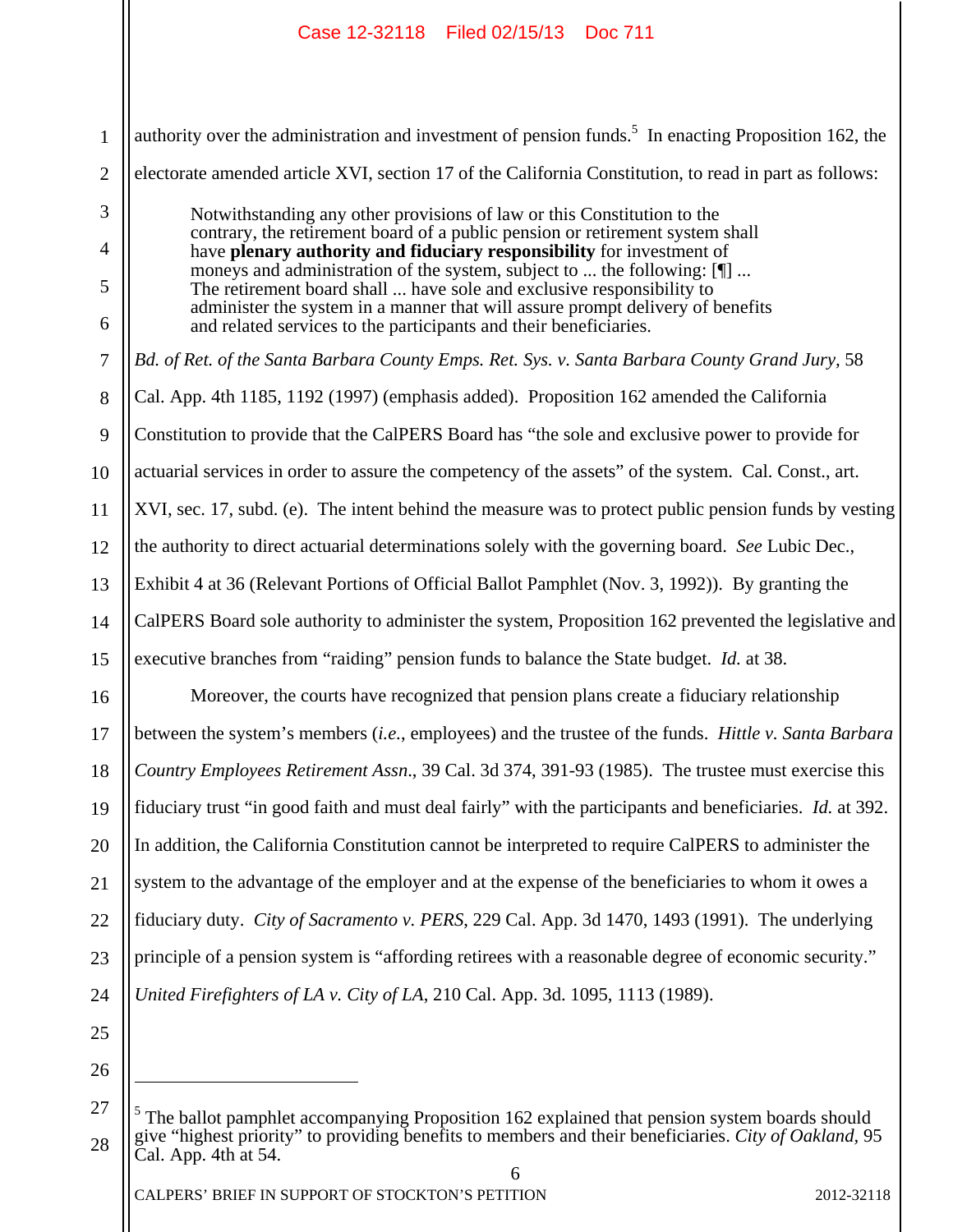authority over the administration and investment of pension funds.[5] In enacting Proposition 162, the electorate amended article XVI, section 17 of the California Constitution, to read in part as follows:

> Notwithstanding any other provisions of law or this Constitution to the contrary, the retirement board of a public pension or retirement system shall have **plenary authority and fiduciary responsibility** for investment of moneys and administration of the system, subject to ... the following: [¶] ... The retirement board shall ... have sole and exclusive responsibility to administer the system in a manner that will assure prompt delivery of benefits and related services to the participants and their beneficiaries.

*Bd. of Ret. of the Santa Barbara County Emps. Ret. Sys. v. Santa Barbara County Grand Jury*, 58 Cal. App. 4th 1185, 1192 (1997) (emphasis added). Proposition 162 amended the California Constitution to provide that the CalPERS Board has "the sole and exclusive power to provide for actuarial services in order to assure the competency of the assets" of the system. Cal. Const., art. XVI, sec. 17, subd. (e). The intent behind the measure was to protect public pension funds by vesting the authority to direct actuarial determinations solely with the governing board. *See* Lubic Dec., Exhibit 4 at 36 (Relevant Portions of Official Ballot Pamphlet (Nov. 3, 1992)). By granting the CalPERS Board sole authority to administer the system, Proposition 162 prevented the legislative and executive branches from "raiding" pension funds to balance the State budget. *Id.* at 38.

Moreover, the courts have recognized that pension plans create a fiduciary relationship between the system's members (*i.e.*, employees) and the trustee of the funds. *Hittle v. Santa Barbara Country Employees Retirement Assn*., 39 Cal. 3d 374, 391-93 (1985). The trustee must exercise this fiduciary trust "in good faith and must deal fairly" with the participants and beneficiaries. *Id.* at 392. In addition, the California Constitution cannot be interpreted to require CalPERS to administer the system to the advantage of the employer and at the expense of the beneficiaries to whom it owes a fiduciary duty. *City of Sacramento v. PERS*, 229 Cal. App. 3d 1470, 1493 (1991). The underlying principle of a pension system is "affording retirees with a reasonable degree of economic security." *United Firefighters of LA v. City of LA*, 210 Cal. App. 3d. 1095, 1113 (1989).

---

[5] The ballot pamphlet accompanying Proposition 162 explained that pension system boards should give "highest priority" to providing benefits to members and their beneficiaries. *City of Oakland*, 95 Cal. App. 4th at 54.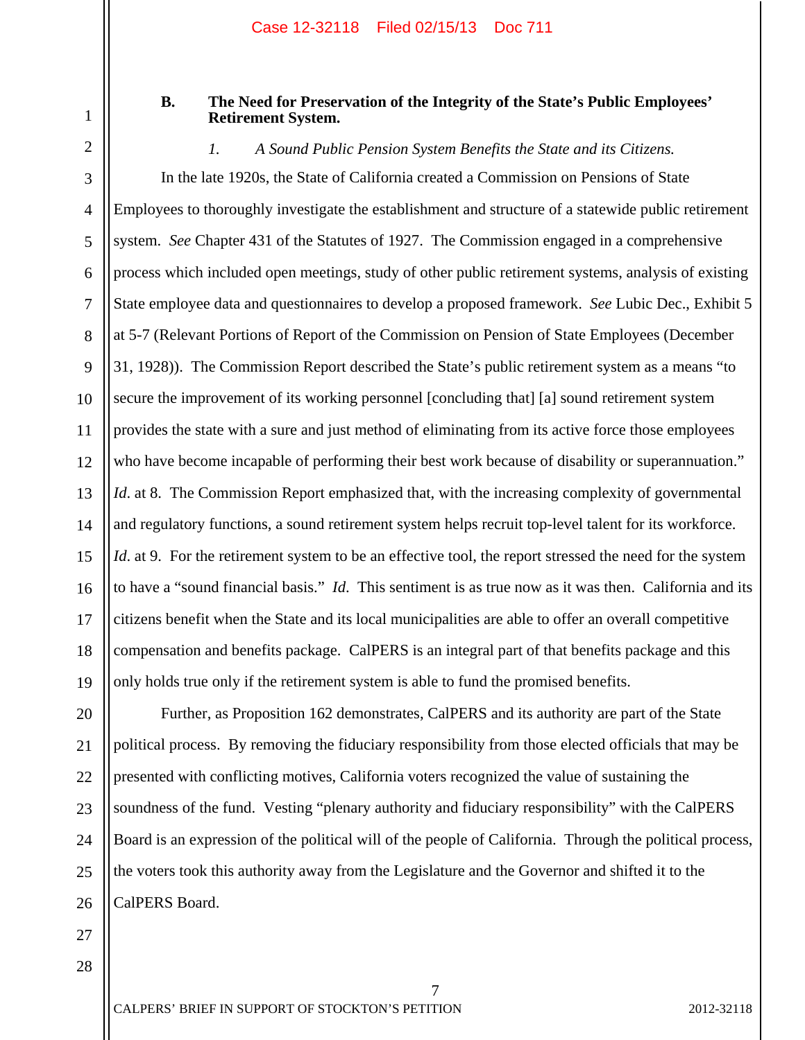### B. The Need for Preservation of the Integrity of the State's Public Employees' Retirement System.

#### *1. A Sound Public Pension System Benefits the State and its Citizens.*

In the late 1920s, the State of California created a Commission on Pensions of State Employees to thoroughly investigate the establishment and structure of a statewide public retirement system. *See* Chapter 431 of the Statutes of 1927. The Commission engaged in a comprehensive process which included open meetings, study of other public retirement systems, analysis of existing State employee data and questionnaires to develop a proposed framework. *See* Lubic Dec., Exhibit 5 at 5-7 (Relevant Portions of Report of the Commission on Pension of State Employees (December 31, 1928)). The Commission Report described the State's public retirement system as a means "to secure the improvement of its working personnel [concluding that] [a] sound retirement system provides the state with a sure and just method of eliminating from its active force those employees who have become incapable of performing their best work because of disability or superannuation." *Id.* at 8. The Commission Report emphasized that, with the increasing complexity of governmental and regulatory functions, a sound retirement system helps recruit top-level talent for its workforce. *Id.* at 9. For the retirement system to be an effective tool, the report stressed the need for the system to have a "sound financial basis." *Id*. This sentiment is as true now as it was then. California and its citizens benefit when the State and its local municipalities are able to offer an overall competitive compensation and benefits package. CalPERS is an integral part of that benefits package and this only holds true only if the retirement system is able to fund the promised benefits.

Further, as Proposition 162 demonstrates, CalPERS and its authority are part of the State political process. By removing the fiduciary responsibility from those elected officials that may be presented with conflicting motives, California voters recognized the value of sustaining the soundness of the fund. Vesting "plenary authority and fiduciary responsibility" with the CalPERS Board is an expression of the political will of the people of California. Through the political process, the voters took this authority away from the Legislature and the Governor and shifted it to the CalPERS Board.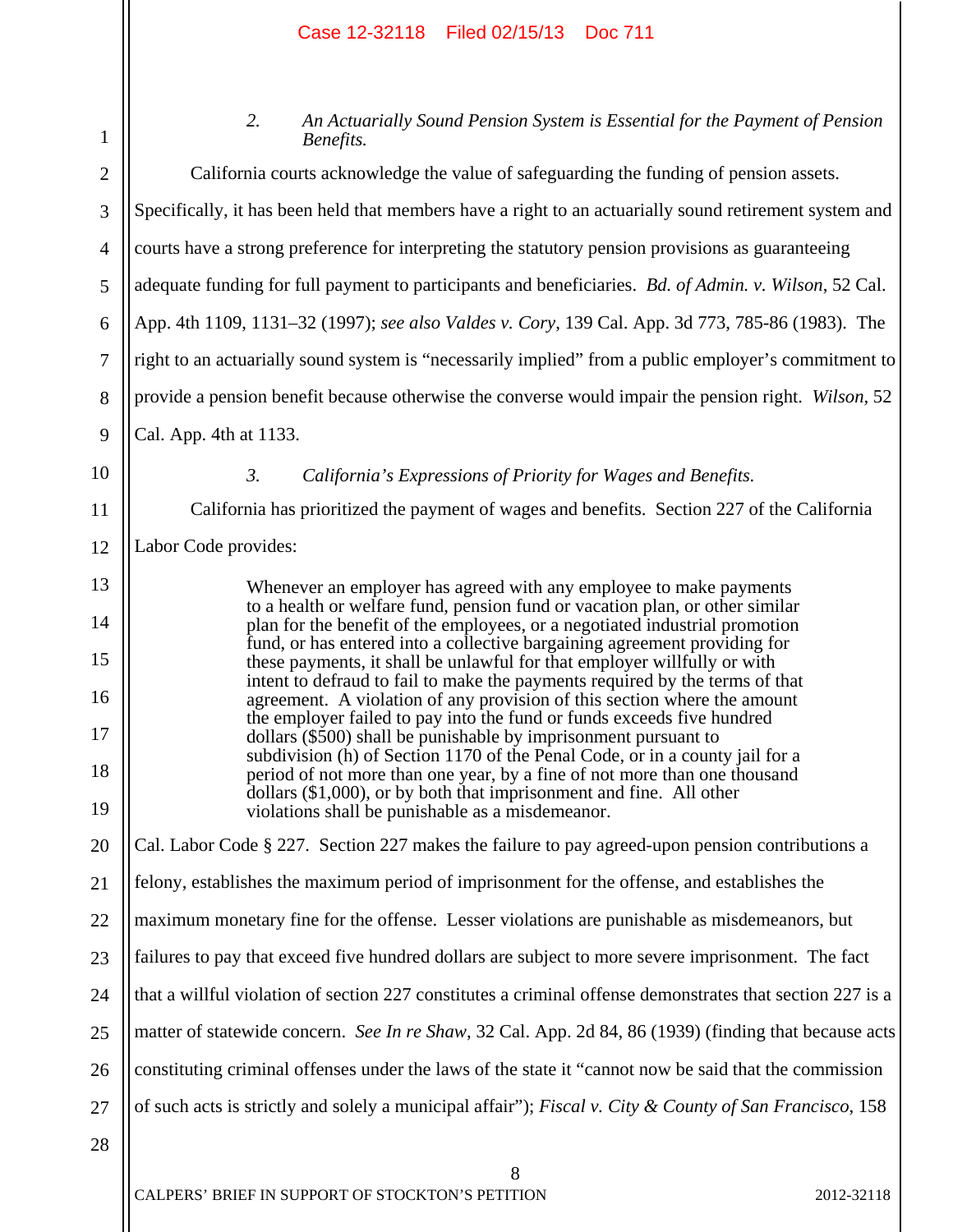### *2. An Actuarially Sound Pension System is Essential for the Payment of Pension Benefits.*

California courts acknowledge the value of safeguarding the funding of pension assets. Specifically, it has been held that members have a right to an actuarially sound retirement system and courts have a strong preference for interpreting the statutory pension provisions as guaranteeing adequate funding for full payment to participants and beneficiaries. *Bd. of Admin. v. Wilson*, 52 Cal. App. 4th 1109, 1131–32 (1997); *see also Valdes v. Cory*, 139 Cal. App. 3d 773, 785-86 (1983). The right to an actuarially sound system is "necessarily implied" from a public employer's commitment to provide a pension benefit because otherwise the converse would impair the pension right. *Wilson*, 52 Cal. App. 4th at 1133.

### *3. California's Expressions of Priority for Wages and Benefits.*

California has prioritized the payment of wages and benefits. Section 227 of the California Labor Code provides:

> Whenever an employer has agreed with any employee to make payments to a health or welfare fund, pension fund or vacation plan, or other similar plan for the benefit of the employees, or a negotiated industrial promotion fund, or has entered into a collective bargaining agreement providing for these payments, it shall be unlawful for that employer willfully or with intent to defraud to fail to make the payments required by the terms of that agreement. A violation of any provision of this section where the amount the employer failed to pay into the fund or funds exceeds five hundred dollars ($500) shall be punishable by imprisonment pursuant to subdivision (h) of Section 1170 of the Penal Code, or in a county jail for a period of not more than one year, by a fine of not more than one thousand dollars ($1,000), or by both that imprisonment and fine. All other violations shall be punishable as a misdemeanor.

Cal. Labor Code § 227. Section 227 makes the failure to pay agreed-upon pension contributions a felony, establishes the maximum period of imprisonment for the offense, and establishes the maximum monetary fine for the offense. Lesser violations are punishable as misdemeanors, but failures to pay that exceed five hundred dollars are subject to more severe imprisonment. The fact that a willful violation of section 227 constitutes a criminal offense demonstrates that section 227 is a matter of statewide concern. *See In re Shaw*, 32 Cal. App. 2d 84, 86 (1939) (finding that because acts constituting criminal offenses under the laws of the state it "cannot now be said that the commission of such acts is strictly and solely a municipal affair"); *Fiscal v. City & County of San Francisco*, 158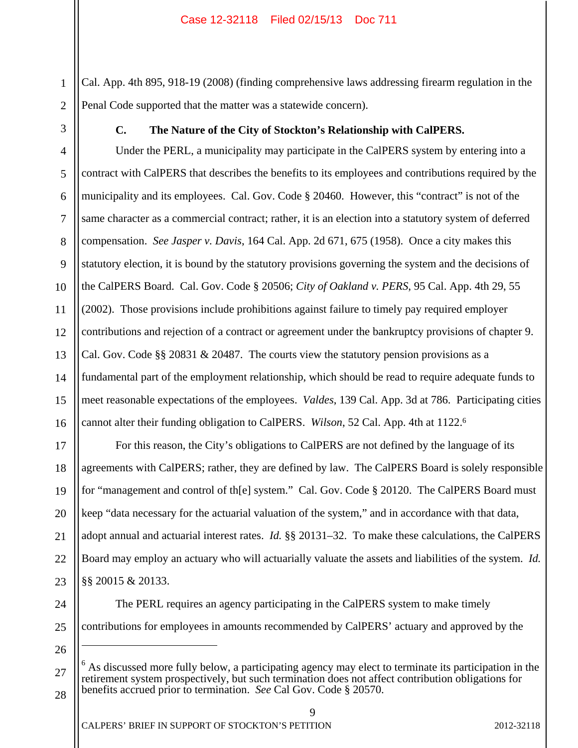Cal. App. 4th 895, 918-19 (2008) (finding comprehensive laws addressing firearm regulation in the Penal Code supported that the matter was a statewide concern).

### C. The Nature of the City of Stockton's Relationship with CalPERS.

Under the PERL, a municipality may participate in the CalPERS system by entering into a contract with CalPERS that describes the benefits to its employees and contributions required by the municipality and its employees. Cal. Gov. Code § 20460. However, this "contract" is not of the same character as a commercial contract; rather, it is an election into a statutory system of deferred compensation. *See Jasper v. Davis*, 164 Cal. App. 2d 671, 675 (1958). Once a city makes this statutory election, it is bound by the statutory provisions governing the system and the decisions of the CalPERS Board. Cal. Gov. Code § 20506; *City of Oakland v. PERS*, 95 Cal. App. 4th 29, 55 (2002). Those provisions include prohibitions against failure to timely pay required employer contributions and rejection of a contract or agreement under the bankruptcy provisions of chapter 9. Cal. Gov. Code §§ 20831 & 20487. The courts view the statutory pension provisions as a fundamental part of the employment relationship, which should be read to require adequate funds to meet reasonable expectations of the employees. *Valdes*, 139 Cal. App. 3d at 786. Participating cities cannot alter their funding obligation to CalPERS. *Wilson*, 52 Cal. App. 4th at 1122.[6]

For this reason, the City's obligations to CalPERS are not defined by the language of its agreements with CalPERS; rather, they are defined by law. The CalPERS Board is solely responsible for "management and control of th[e] system." Cal. Gov. Code § 20120. The CalPERS Board must keep "data necessary for the actuarial valuation of the system," and in accordance with that data, adopt annual and actuarial interest rates. *Id.* §§ 20131–32. To make these calculations, the CalPERS Board may employ an actuary who will actuarially valuate the assets and liabilities of the system. *Id.* §§ 20015 & 20133.

The PERL requires an agency participating in the CalPERS system to make timely contributions for employees in amounts recommended by CalPERS' actuary and approved by the

---

[6] As discussed more fully below, a participating agency may elect to terminate its participation in the retirement system prospectively, but such termination does not affect contribution obligations for benefits accrued prior to termination. *See* Cal Gov. Code § 20570.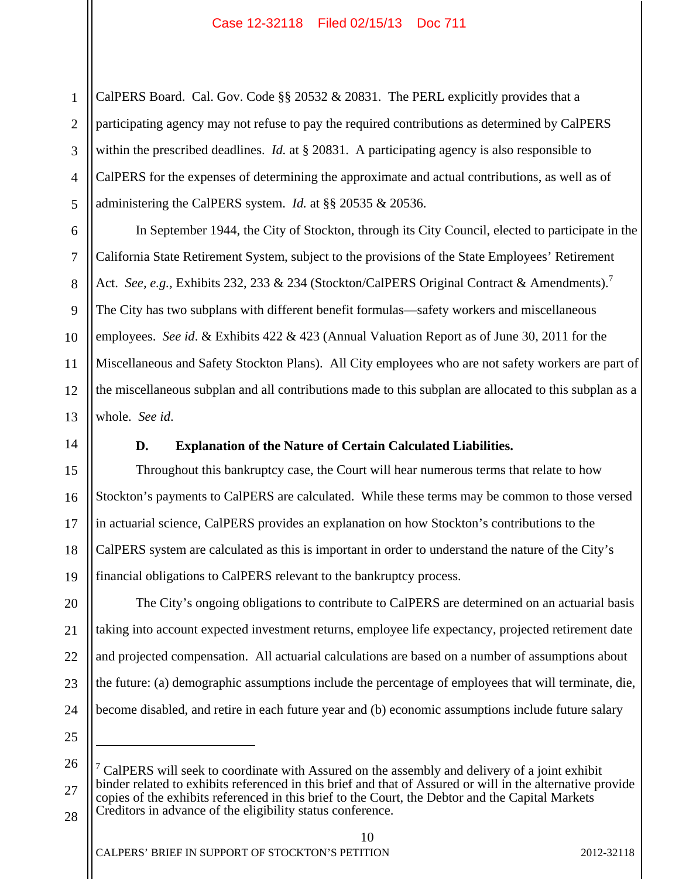CalPERS Board. Cal. Gov. Code §§ 20532 & 20831. The PERL explicitly provides that a participating agency may not refuse to pay the required contributions as determined by CalPERS within the prescribed deadlines. *Id.* at § 20831. A participating agency is also responsible to CalPERS for the expenses of determining the approximate and actual contributions, as well as of administering the CalPERS system. *Id.* at §§ 20535 & 20536.

In September 1944, the City of Stockton, through its City Council, elected to participate in the California State Retirement System, subject to the provisions of the State Employees' Retirement Act. *See, e.g.,* Exhibits 232, 233 & 234 (Stockton/CalPERS Original Contract & Amendments).[7] The City has two subplans with different benefit formulas—safety workers and miscellaneous employees. *See id*. & Exhibits 422 & 423 (Annual Valuation Report as of June 30, 2011 for the Miscellaneous and Safety Stockton Plans). All City employees who are not safety workers are part of the miscellaneous subplan and all contributions made to this subplan are allocated to this subplan as a whole. *See id*.

### D. Explanation of the Nature of Certain Calculated Liabilities.

Throughout this bankruptcy case, the Court will hear numerous terms that relate to how Stockton's payments to CalPERS are calculated. While these terms may be common to those versed in actuarial science, CalPERS provides an explanation on how Stockton's contributions to the CalPERS system are calculated as this is important in order to understand the nature of the City's financial obligations to CalPERS relevant to the bankruptcy process.

The City's ongoing obligations to contribute to CalPERS are determined on an actuarial basis taking into account expected investment returns, employee life expectancy, projected retirement date and projected compensation. All actuarial calculations are based on a number of assumptions about the future: (a) demographic assumptions include the percentage of employees that will terminate, die, become disabled, and retire in each future year and (b) economic assumptions include future salary

---

[7] CalPERS will seek to coordinate with Assured on the assembly and delivery of a joint exhibit binder related to exhibits referenced in this brief and that of Assured or will in the alternative provide copies of the exhibits referenced in this brief to the Court, the Debtor and the Capital Markets Creditors in advance of the eligibility status conference.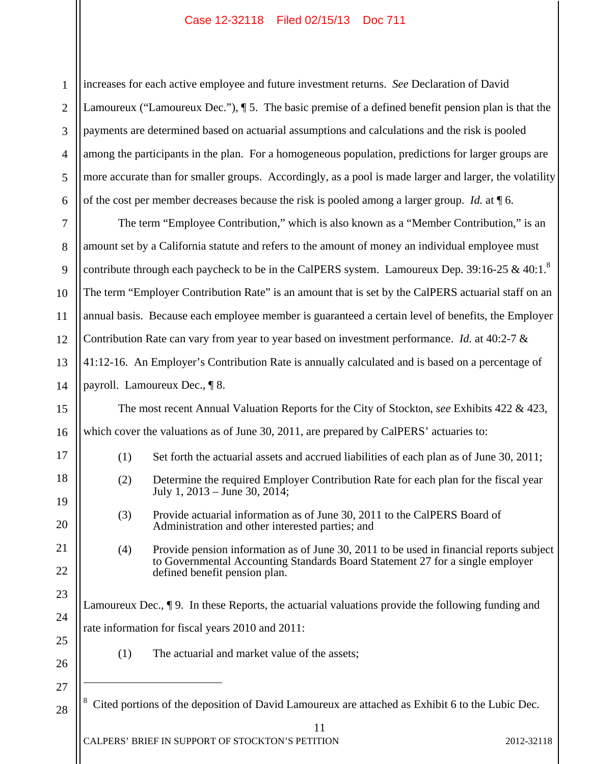increases for each active employee and future investment returns. *See* Declaration of David Lamoureux ("Lamoureux Dec."), ¶ 5. The basic premise of a defined benefit pension plan is that the payments are determined based on actuarial assumptions and calculations and the risk is pooled among the participants in the plan. For a homogeneous population, predictions for larger groups are more accurate than for smaller groups. Accordingly, as a pool is made larger and larger, the volatility of the cost per member decreases because the risk is pooled among a larger group. *Id.* at ¶ 6.

The term "Employee Contribution," which is also known as a "Member Contribution," is an amount set by a California statute and refers to the amount of money an individual employee must contribute through each paycheck to be in the CalPERS system. Lamoureux Dep. 39:16-25 & 40:1.[8] The term "Employer Contribution Rate" is an amount that is set by the CalPERS actuarial staff on an annual basis. Because each employee member is guaranteed a certain level of benefits, the Employer Contribution Rate can vary from year to year based on investment performance. *Id.* at 40:2-7 & 41:12-16. An Employer's Contribution Rate is annually calculated and is based on a percentage of payroll. Lamoureux Dec., ¶ 8.

The most recent Annual Valuation Reports for the City of Stockton, *see* Exhibits 422 & 423, which cover the valuations as of June 30, 2011, are prepared by CalPERS' actuaries to:

(1) Set forth the actuarial assets and accrued liabilities of each plan as of June 30, 2011;

(2) Determine the required Employer Contribution Rate for each plan for the fiscal year July 1, 2013 – June 30, 2014;

(3) Provide actuarial information as of June 30, 2011 to the CalPERS Board of Administration and other interested parties; and

(4) Provide pension information as of June 30, 2011 to be used in financial reports subject to Governmental Accounting Standards Board Statement 27 for a single employer defined benefit pension plan.

Lamoureux Dec., ¶ 9. In these Reports, the actuarial valuations provide the following funding and rate information for fiscal years 2010 and 2011:

(1) The actuarial and market value of the assets;

---

[8] Cited portions of the deposition of David Lamoureux are attached as Exhibit 6 to the Lubic Dec.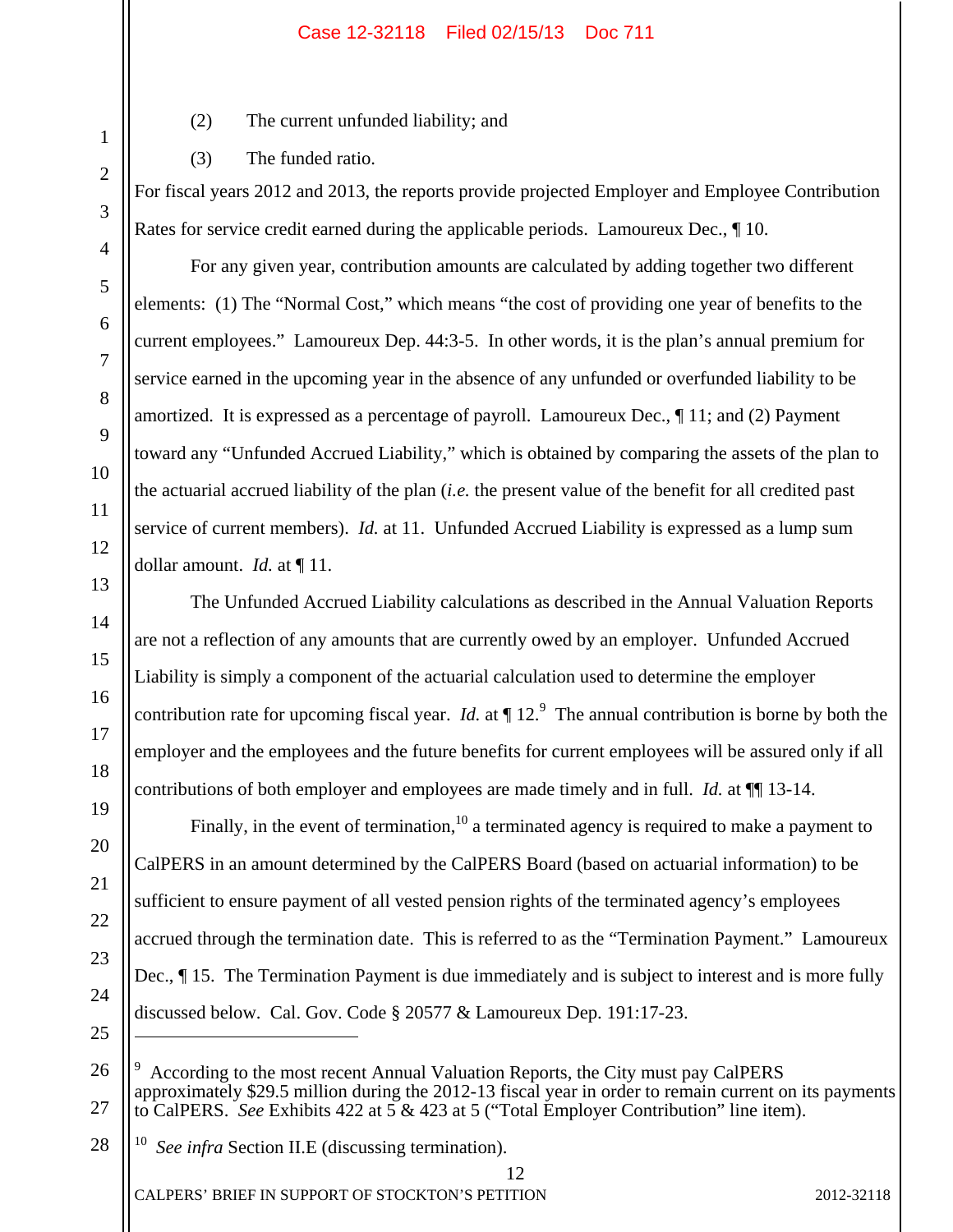(2) The current unfunded liability; and

(3) The funded ratio.

For fiscal years 2012 and 2013, the reports provide projected Employer and Employee Contribution Rates for service credit earned during the applicable periods. Lamoureux Dec., ¶ 10.

For any given year, contribution amounts are calculated by adding together two different elements: (1) The "Normal Cost," which means "the cost of providing one year of benefits to the current employees." Lamoureux Dep. 44:3-5. In other words, it is the plan's annual premium for service earned in the upcoming year in the absence of any unfunded or overfunded liability to be amortized. It is expressed as a percentage of payroll. Lamoureux Dec., ¶ 11; and (2) Payment toward any "Unfunded Accrued Liability," which is obtained by comparing the assets of the plan to the actuarial accrued liability of the plan (*i.e.* the present value of the benefit for all credited past service of current members). *Id.* at 11. Unfunded Accrued Liability is expressed as a lump sum dollar amount. *Id.* at ¶ 11.

The Unfunded Accrued Liability calculations as described in the Annual Valuation Reports are not a reflection of any amounts that are currently owed by an employer. Unfunded Accrued Liability is simply a component of the actuarial calculation used to determine the employer contribution rate for upcoming fiscal year. *Id.* at ¶ 12.[9] The annual contribution is borne by both the employer and the employees and the future benefits for current employees will be assured only if all contributions of both employer and employees are made timely and in full. *Id.* at ¶¶ 13-14.

Finally, in the event of termination,[10] a terminated agency is required to make a payment to CalPERS in an amount determined by the CalPERS Board (based on actuarial information) to be sufficient to ensure payment of all vested pension rights of the terminated agency's employees accrued through the termination date. This is referred to as the "Termination Payment." Lamoureux Dec., ¶ 15. The Termination Payment is due immediately and is subject to interest and is more fully discussed below. Cal. Gov. Code § 20577 & Lamoureux Dep. 191:17-23.

---

[9] According to the most recent Annual Valuation Reports, the City must pay CalPERS approximately $29.5 million during the 2012-13 fiscal year in order to remain current on its payments to CalPERS. *See* Exhibits 422 at 5 & 423 at 5 ("Total Employer Contribution" line item).

[10] *See infra* Section II.E (discussing termination).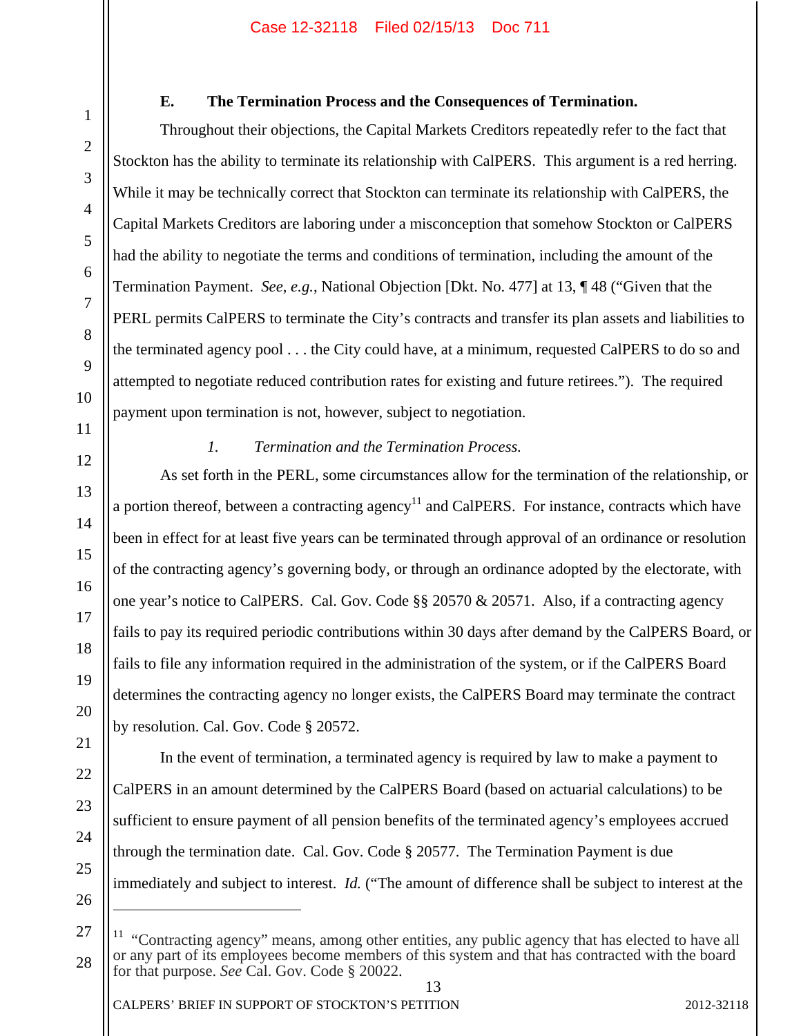### E. The Termination Process and the Consequences of Termination.

Throughout their objections, the Capital Markets Creditors repeatedly refer to the fact that Stockton has the ability to terminate its relationship with CalPERS. This argument is a red herring. While it may be technically correct that Stockton can terminate its relationship with CalPERS, the Capital Markets Creditors are laboring under a misconception that somehow Stockton or CalPERS had the ability to negotiate the terms and conditions of termination, including the amount of the Termination Payment. *See, e.g.*, National Objection [Dkt. No. 477] at 13, ¶ 48 ("Given that the PERL permits CalPERS to terminate the City's contracts and transfer its plan assets and liabilities to the terminated agency pool . . . the City could have, at a minimum, requested CalPERS to do so and attempted to negotiate reduced contribution rates for existing and future retirees."). The required payment upon termination is not, however, subject to negotiation.

#### *1. Termination and the Termination Process.*

As set forth in the PERL, some circumstances allow for the termination of the relationship, or a portion thereof, between a contracting agency[11] and CalPERS. For instance, contracts which have been in effect for at least five years can be terminated through approval of an ordinance or resolution of the contracting agency's governing body, or through an ordinance adopted by the electorate, with one year's notice to CalPERS. Cal. Gov. Code §§ 20570 & 20571. Also, if a contracting agency fails to pay its required periodic contributions within 30 days after demand by the CalPERS Board, or fails to file any information required in the administration of the system, or if the CalPERS Board determines the contracting agency no longer exists, the CalPERS Board may terminate the contract by resolution. Cal. Gov. Code § 20572.

In the event of termination, a terminated agency is required by law to make a payment to CalPERS in an amount determined by the CalPERS Board (based on actuarial calculations) to be sufficient to ensure payment of all pension benefits of the terminated agency's employees accrued through the termination date. Cal. Gov. Code § 20577. The Termination Payment is due immediately and subject to interest. *Id.* ("The amount of difference shall be subject to interest at the

---

[11] "Contracting agency" means, among other entities, any public agency that has elected to have all or any part of its employees become members of this system and that has contracted with the board for that purpose. *See* Cal. Gov. Code § 20022.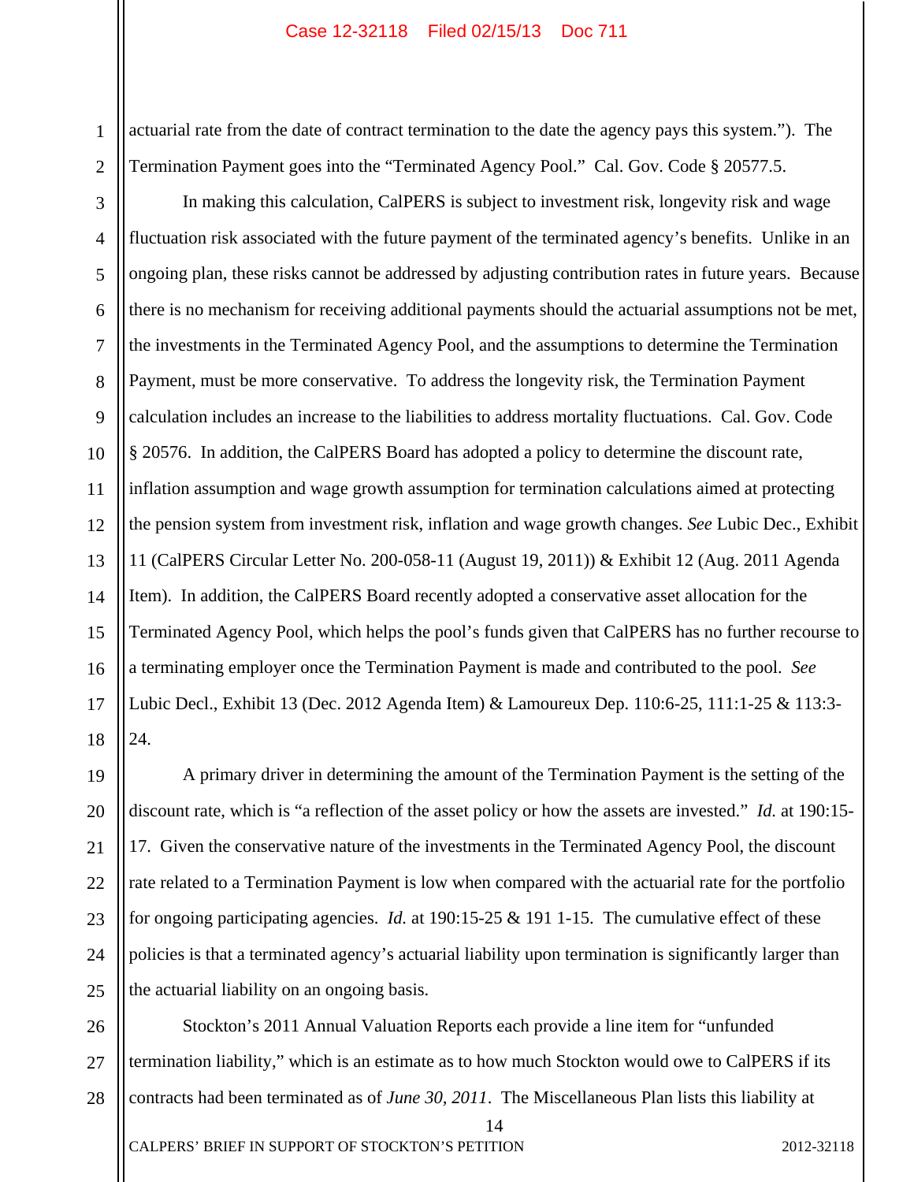actuarial rate from the date of contract termination to the date the agency pays this system."). The Termination Payment goes into the "Terminated Agency Pool." Cal. Gov. Code § 20577.5.

In making this calculation, CalPERS is subject to investment risk, longevity risk and wage fluctuation risk associated with the future payment of the terminated agency's benefits. Unlike in an ongoing plan, these risks cannot be addressed by adjusting contribution rates in future years. Because there is no mechanism for receiving additional payments should the actuarial assumptions not be met, the investments in the Terminated Agency Pool, and the assumptions to determine the Termination Payment, must be more conservative. To address the longevity risk, the Termination Payment calculation includes an increase to the liabilities to address mortality fluctuations. Cal. Gov. Code § 20576. In addition, the CalPERS Board has adopted a policy to determine the discount rate, inflation assumption and wage growth assumption for termination calculations aimed at protecting the pension system from investment risk, inflation and wage growth changes. *See* Lubic Dec., Exhibit 11 (CalPERS Circular Letter No. 200-058-11 (August 19, 2011)) & Exhibit 12 (Aug. 2011 Agenda Item). In addition, the CalPERS Board recently adopted a conservative asset allocation for the Terminated Agency Pool, which helps the pool's funds given that CalPERS has no further recourse to a terminating employer once the Termination Payment is made and contributed to the pool. *See* Lubic Decl., Exhibit 13 (Dec. 2012 Agenda Item) & Lamoureux Dep. 110:6-25, 111:1-25 & 113:3-24.

A primary driver in determining the amount of the Termination Payment is the setting of the discount rate, which is "a reflection of the asset policy or how the assets are invested." *Id.* at 190:15-17. Given the conservative nature of the investments in the Terminated Agency Pool, the discount rate related to a Termination Payment is low when compared with the actuarial rate for the portfolio for ongoing participating agencies. *Id.* at 190:15-25 & 191 1-15. The cumulative effect of these policies is that a terminated agency's actuarial liability upon termination is significantly larger than the actuarial liability on an ongoing basis.

Stockton's 2011 Annual Valuation Reports each provide a line item for "unfunded termination liability," which is an estimate as to how much Stockton would owe to CalPERS if its contracts had been terminated as of *June 30, 2011*. The Miscellaneous Plan lists this liability at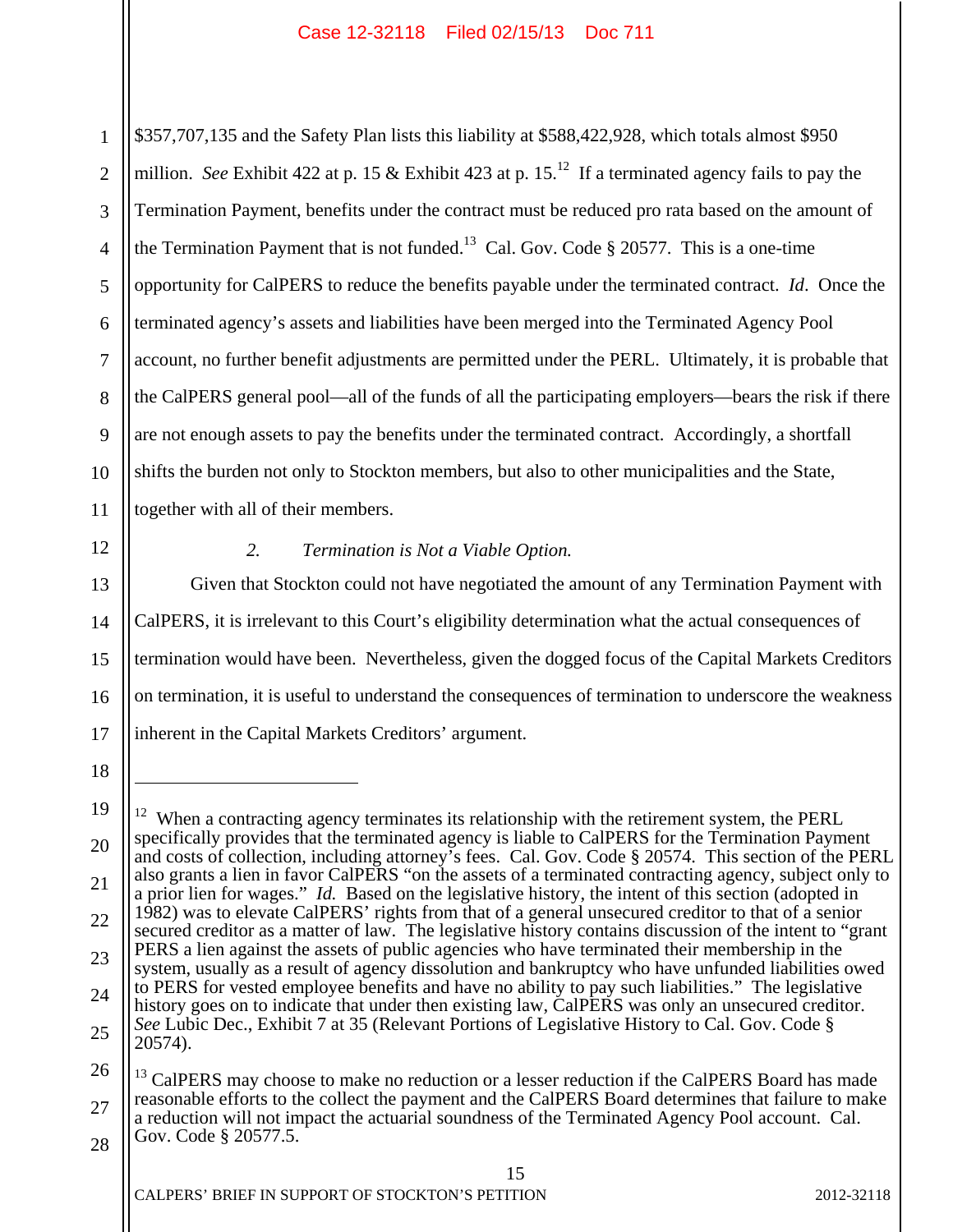$357,707,135 and the Safety Plan lists this liability at $588,422,928, which totals almost $950 million. *See* Exhibit 422 at p. 15 & Exhibit 423 at p. 15.[12] If a terminated agency fails to pay the Termination Payment, benefits under the contract must be reduced pro rata based on the amount of the Termination Payment that is not funded.[13] Cal. Gov. Code § 20577. This is a one-time opportunity for CalPERS to reduce the benefits payable under the terminated contract. *Id*. Once the terminated agency's assets and liabilities have been merged into the Terminated Agency Pool account, no further benefit adjustments are permitted under the PERL. Ultimately, it is probable that the CalPERS general pool—all of the funds of all the participating employers—bears the risk if there are not enough assets to pay the benefits under the terminated contract. Accordingly, a shortfall shifts the burden not only to Stockton members, but also to other municipalities and the State, together with all of their members.

*2. Termination is Not a Viable Option.*

Given that Stockton could not have negotiated the amount of any Termination Payment with CalPERS, it is irrelevant to this Court's eligibility determination what the actual consequences of termination would have been. Nevertheless, given the dogged focus of the Capital Markets Creditors on termination, it is useful to understand the consequences of termination to underscore the weakness inherent in the Capital Markets Creditors' argument.

---

[12] When a contracting agency terminates its relationship with the retirement system, the PERL specifically provides that the terminated agency is liable to CalPERS for the Termination Payment and costs of collection, including attorney's fees. Cal. Gov. Code § 20574. This section of the PERL also grants a lien in favor CalPERS "on the assets of a terminated contracting agency, subject only to a prior lien for wages." *Id.* Based on the legislative history, the intent of this section (adopted in 1982) was to elevate CalPERS' rights from that of a general unsecured creditor to that of a senior secured creditor as a matter of law. The legislative history contains discussion of the intent to "grant PERS a lien against the assets of public agencies who have terminated their membership in the system, usually as a result of agency dissolution and bankruptcy who have unfunded liabilities owed to PERS for vested employee benefits and have no ability to pay such liabilities." The legislative history goes on to indicate that under then existing law, CalPERS was only an unsecured creditor. *See* Lubic Dec., Exhibit 7 at 35 (Relevant Portions of Legislative History to Cal. Gov. Code § 20574).

[13] CalPERS may choose to make no reduction or a lesser reduction if the CalPERS Board has made reasonable efforts to the collect the payment and the CalPERS Board determines that failure to make a reduction will not impact the actuarial soundness of the Terminated Agency Pool account. Cal. Gov. Code § 20577.5.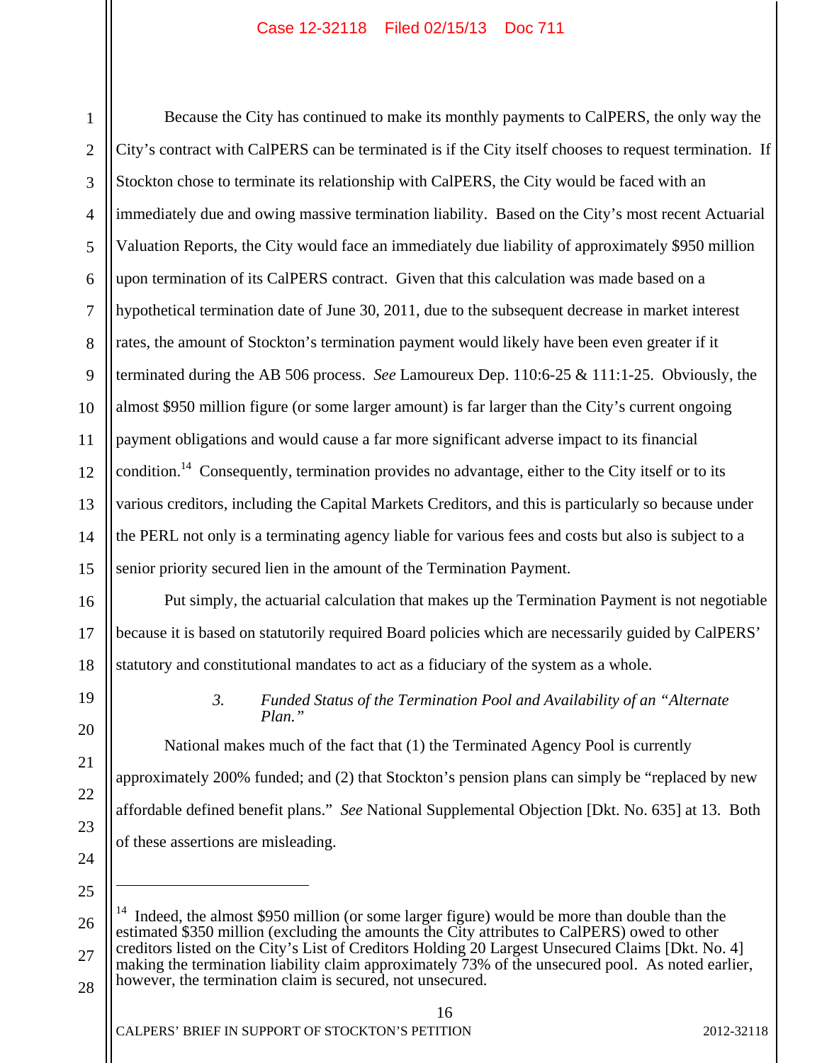Because the City has continued to make its monthly payments to CalPERS, the only way the City's contract with CalPERS can be terminated is if the City itself chooses to request termination. If Stockton chose to terminate its relationship with CalPERS, the City would be faced with an immediately due and owing massive termination liability. Based on the City's most recent Actuarial Valuation Reports, the City would face an immediately due liability of approximately $950 million upon termination of its CalPERS contract. Given that this calculation was made based on a hypothetical termination date of June 30, 2011, due to the subsequent decrease in market interest rates, the amount of Stockton's termination payment would likely have been even greater if it terminated during the AB 506 process. *See* Lamoureux Dep. 110:6-25 & 111:1-25. Obviously, the almost $950 million figure (or some larger amount) is far larger than the City's current ongoing payment obligations and would cause a far more significant adverse impact to its financial condition.[14] Consequently, termination provides no advantage, either to the City itself or to its various creditors, including the Capital Markets Creditors, and this is particularly so because under the PERL not only is a terminating agency liable for various fees and costs but also is subject to a senior priority secured lien in the amount of the Termination Payment.

Put simply, the actuarial calculation that makes up the Termination Payment is not negotiable because it is based on statutorily required Board policies which are necessarily guided by CalPERS' statutory and constitutional mandates to act as a fiduciary of the system as a whole.

*3. Funded Status of the Termination Pool and Availability of an "Alternate Plan."*

National makes much of the fact that (1) the Terminated Agency Pool is currently approximately 200% funded; and (2) that Stockton's pension plans can simply be "replaced by new affordable defined benefit plans." *See* National Supplemental Objection [Dkt. No. 635] at 13. Both of these assertions are misleading.

---

[14] Indeed, the almost $950 million (or some larger figure) would be more than double than the estimated $350 million (excluding the amounts the City attributes to CalPERS) owed to other creditors listed on the City's List of Creditors Holding 20 Largest Unsecured Claims [Dkt. No. 4] making the termination liability claim approximately 73% of the unsecured pool. As noted earlier, however, the termination claim is secured, not unsecured.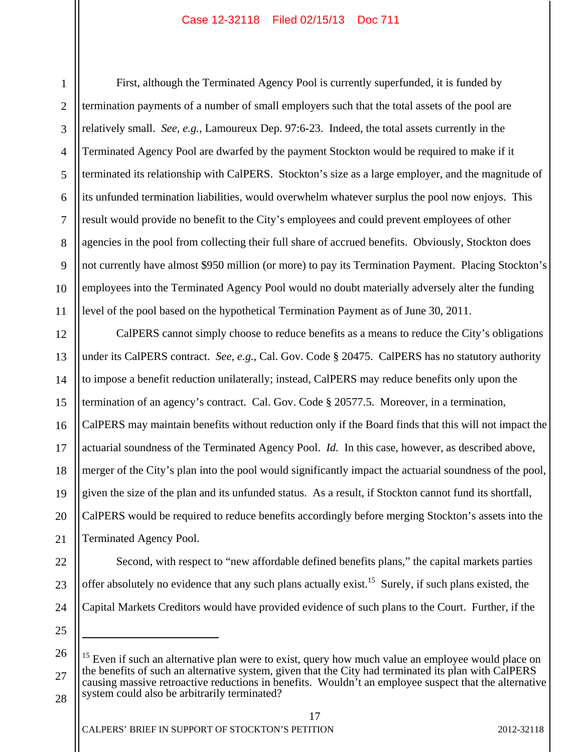First, although the Terminated Agency Pool is currently superfunded, it is funded by termination payments of a number of small employers such that the total assets of the pool are relatively small. *See, e.g.*, Lamoureux Dep. 97:6-23. Indeed, the total assets currently in the Terminated Agency Pool are dwarfed by the payment Stockton would be required to make if it terminated its relationship with CalPERS. Stockton's size as a large employer, and the magnitude of its unfunded termination liabilities, would overwhelm whatever surplus the pool now enjoys. This result would provide no benefit to the City's employees and could prevent employees of other agencies in the pool from collecting their full share of accrued benefits. Obviously, Stockton does not currently have almost $950 million (or more) to pay its Termination Payment. Placing Stockton's employees into the Terminated Agency Pool would no doubt materially adversely alter the funding level of the pool based on the hypothetical Termination Payment as of June 30, 2011.

CalPERS cannot simply choose to reduce benefits as a means to reduce the City's obligations under its CalPERS contract. *See, e.g.*, Cal. Gov. Code § 20475. CalPERS has no statutory authority to impose a benefit reduction unilaterally; instead, CalPERS may reduce benefits only upon the termination of an agency's contract. Cal. Gov. Code § 20577.5. Moreover, in a termination, CalPERS may maintain benefits without reduction only if the Board finds that this will not impact the actuarial soundness of the Terminated Agency Pool. *Id.* In this case, however, as described above, merger of the City's plan into the pool would significantly impact the actuarial soundness of the pool, given the size of the plan and its unfunded status. As a result, if Stockton cannot fund its shortfall, CalPERS would be required to reduce benefits accordingly before merging Stockton's assets into the Terminated Agency Pool.

Second, with respect to "new affordable defined benefits plans," the capital markets parties offer absolutely no evidence that any such plans actually exist.[15] Surely, if such plans existed, the Capital Markets Creditors would have provided evidence of such plans to the Court. Further, if the

[15] Even if such an alternative plan were to exist, query how much value an employee would place on the benefits of such an alternative system, given that the City had terminated its plan with CalPERS causing massive retroactive reductions in benefits. Wouldn't an employee suspect that the alternative system could also be arbitrarily terminated?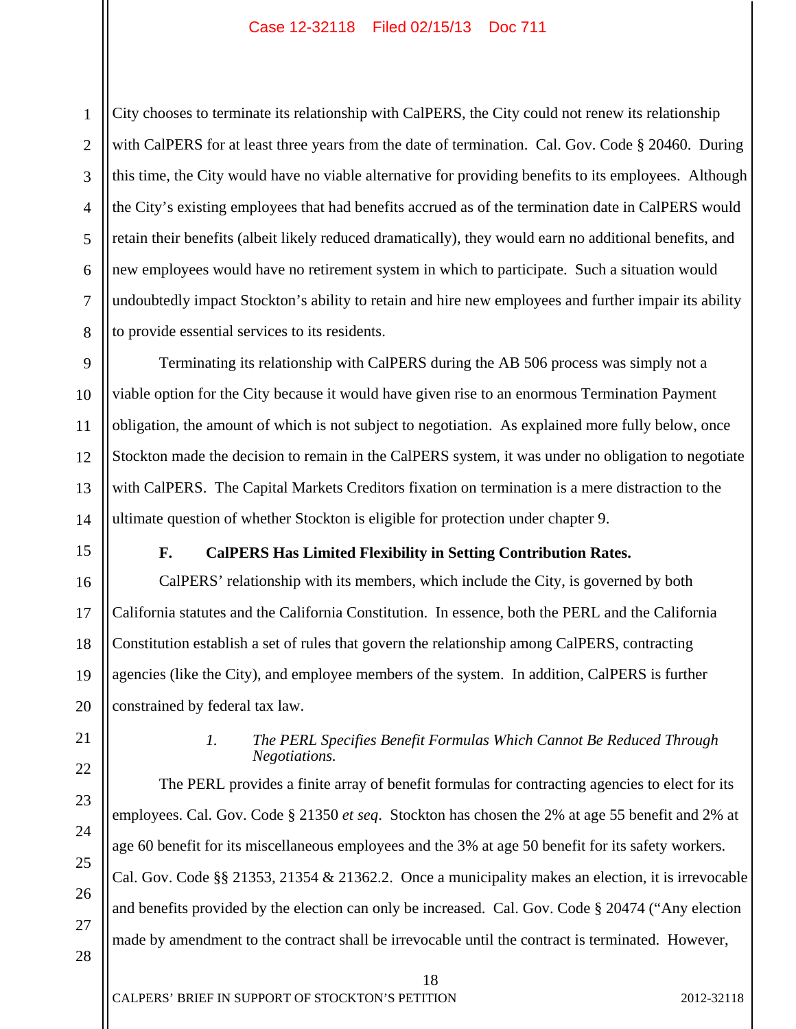City chooses to terminate its relationship with CalPERS, the City could not renew its relationship with CalPERS for at least three years from the date of termination. Cal. Gov. Code § 20460. During this time, the City would have no viable alternative for providing benefits to its employees. Although the City's existing employees that had benefits accrued as of the termination date in CalPERS would retain their benefits (albeit likely reduced dramatically), they would earn no additional benefits, and new employees would have no retirement system in which to participate. Such a situation would undoubtedly impact Stockton's ability to retain and hire new employees and further impair its ability to provide essential services to its residents.

Terminating its relationship with CalPERS during the AB 506 process was simply not a viable option for the City because it would have given rise to an enormous Termination Payment obligation, the amount of which is not subject to negotiation. As explained more fully below, once Stockton made the decision to remain in the CalPERS system, it was under no obligation to negotiate with CalPERS. The Capital Markets Creditors fixation on termination is a mere distraction to the ultimate question of whether Stockton is eligible for protection under chapter 9.

### F. CalPERS Has Limited Flexibility in Setting Contribution Rates.

CalPERS' relationship with its members, which include the City, is governed by both California statutes and the California Constitution. In essence, both the PERL and the California Constitution establish a set of rules that govern the relationship among CalPERS, contracting agencies (like the City), and employee members of the system. In addition, CalPERS is further constrained by federal tax law.

#### *1. The PERL Specifies Benefit Formulas Which Cannot Be Reduced Through Negotiations.*

The PERL provides a finite array of benefit formulas for contracting agencies to elect for its employees. Cal. Gov. Code § 21350 *et seq*. Stockton has chosen the 2% at age 55 benefit and 2% at age 60 benefit for its miscellaneous employees and the 3% at age 50 benefit for its safety workers. Cal. Gov. Code §§ 21353, 21354 & 21362.2. Once a municipality makes an election, it is irrevocable and benefits provided by the election can only be increased. Cal. Gov. Code § 20474 ("Any election made by amendment to the contract shall be irrevocable until the contract is terminated. However,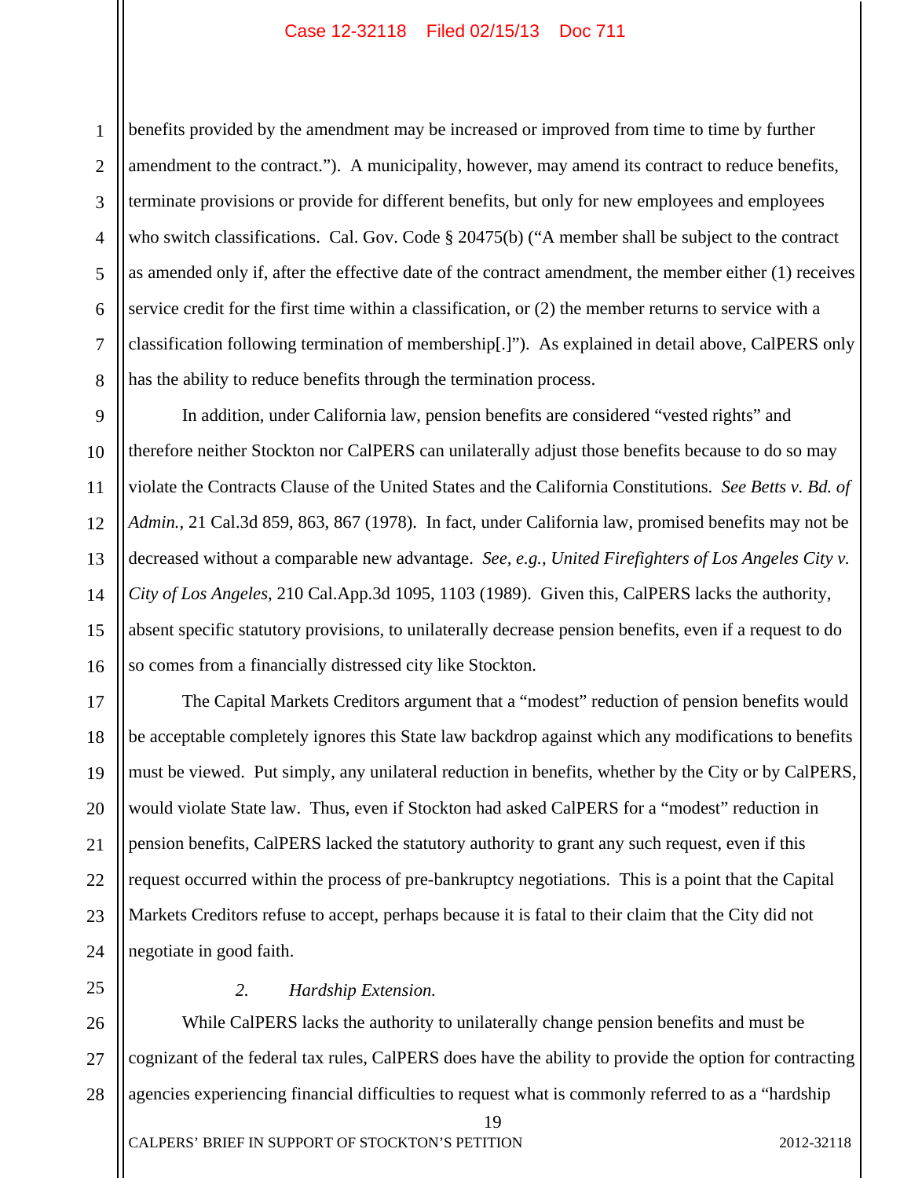benefits provided by the amendment may be increased or improved from time to time by further amendment to the contract."). A municipality, however, may amend its contract to reduce benefits, terminate provisions or provide for different benefits, but only for new employees and employees who switch classifications. Cal. Gov. Code § 20475(b) ("A member shall be subject to the contract as amended only if, after the effective date of the contract amendment, the member either (1) receives service credit for the first time within a classification, or (2) the member returns to service with a classification following termination of membership[.]"). As explained in detail above, CalPERS only has the ability to reduce benefits through the termination process.

In addition, under California law, pension benefits are considered "vested rights" and therefore neither Stockton nor CalPERS can unilaterally adjust those benefits because to do so may violate the Contracts Clause of the United States and the California Constitutions. *See Betts v. Bd. of Admin.*, 21 Cal.3d 859, 863, 867 (1978). In fact, under California law, promised benefits may not be decreased without a comparable new advantage. *See, e.g., United Firefighters of Los Angeles City v. City of Los Angeles*, 210 Cal.App.3d 1095, 1103 (1989). Given this, CalPERS lacks the authority, absent specific statutory provisions, to unilaterally decrease pension benefits, even if a request to do so comes from a financially distressed city like Stockton.

The Capital Markets Creditors argument that a "modest" reduction of pension benefits would be acceptable completely ignores this State law backdrop against which any modifications to benefits must be viewed. Put simply, any unilateral reduction in benefits, whether by the City or by CalPERS, would violate State law. Thus, even if Stockton had asked CalPERS for a "modest" reduction in pension benefits, CalPERS lacked the statutory authority to grant any such request, even if this request occurred within the process of pre-bankruptcy negotiations. This is a point that the Capital Markets Creditors refuse to accept, perhaps because it is fatal to their claim that the City did not negotiate in good faith.

*2. Hardship Extension.*

While CalPERS lacks the authority to unilaterally change pension benefits and must be cognizant of the federal tax rules, CalPERS does have the ability to provide the option for contracting agencies experiencing financial difficulties to request what is commonly referred to as a "hardship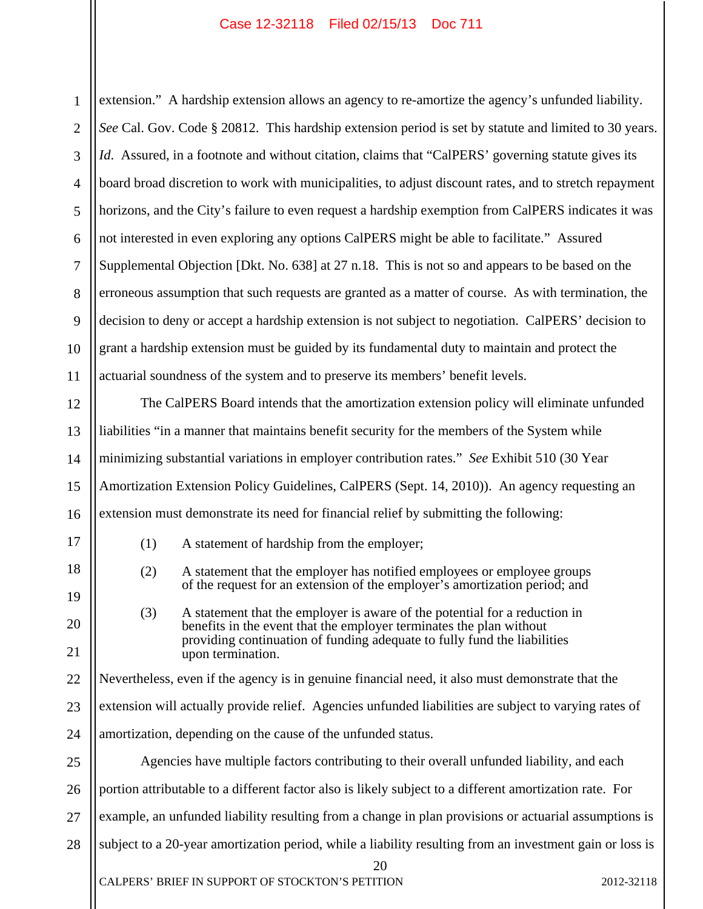extension." A hardship extension allows an agency to re-amortize the agency's unfunded liability. *See* Cal. Gov. Code § 20812. This hardship extension period is set by statute and limited to 30 years. *Id*. Assured, in a footnote and without citation, claims that "CalPERS' governing statute gives its board broad discretion to work with municipalities, to adjust discount rates, and to stretch repayment horizons, and the City's failure to even request a hardship exemption from CalPERS indicates it was not interested in even exploring any options CalPERS might be able to facilitate." Assured Supplemental Objection [Dkt. No. 638] at 27 n.18. This is not so and appears to be based on the erroneous assumption that such requests are granted as a matter of course. As with termination, the decision to deny or accept a hardship extension is not subject to negotiation. CalPERS' decision to grant a hardship extension must be guided by its fundamental duty to maintain and protect the actuarial soundness of the system and to preserve its members' benefit levels.

The CalPERS Board intends that the amortization extension policy will eliminate unfunded liabilities "in a manner that maintains benefit security for the members of the System while minimizing substantial variations in employer contribution rates." *See* Exhibit 510 (30 Year Amortization Extension Policy Guidelines, CalPERS (Sept. 14, 2010)). An agency requesting an extension must demonstrate its need for financial relief by submitting the following:

(1) A statement of hardship from the employer;

(2) A statement that the employer has notified employees or employee groups of the request for an extension of the employer's amortization period; and

(3) A statement that the employer is aware of the potential for a reduction in benefits in the event that the employer terminates the plan without providing continuation of funding adequate to fully fund the liabilities upon termination.

Nevertheless, even if the agency is in genuine financial need, it also must demonstrate that the extension will actually provide relief. Agencies unfunded liabilities are subject to varying rates of amortization, depending on the cause of the unfunded status.

Agencies have multiple factors contributing to their overall unfunded liability, and each portion attributable to a different factor also is likely subject to a different amortization rate. For example, an unfunded liability resulting from a change in plan provisions or actuarial assumptions is subject to a 20-year amortization period, while a liability resulting from an investment gain or loss is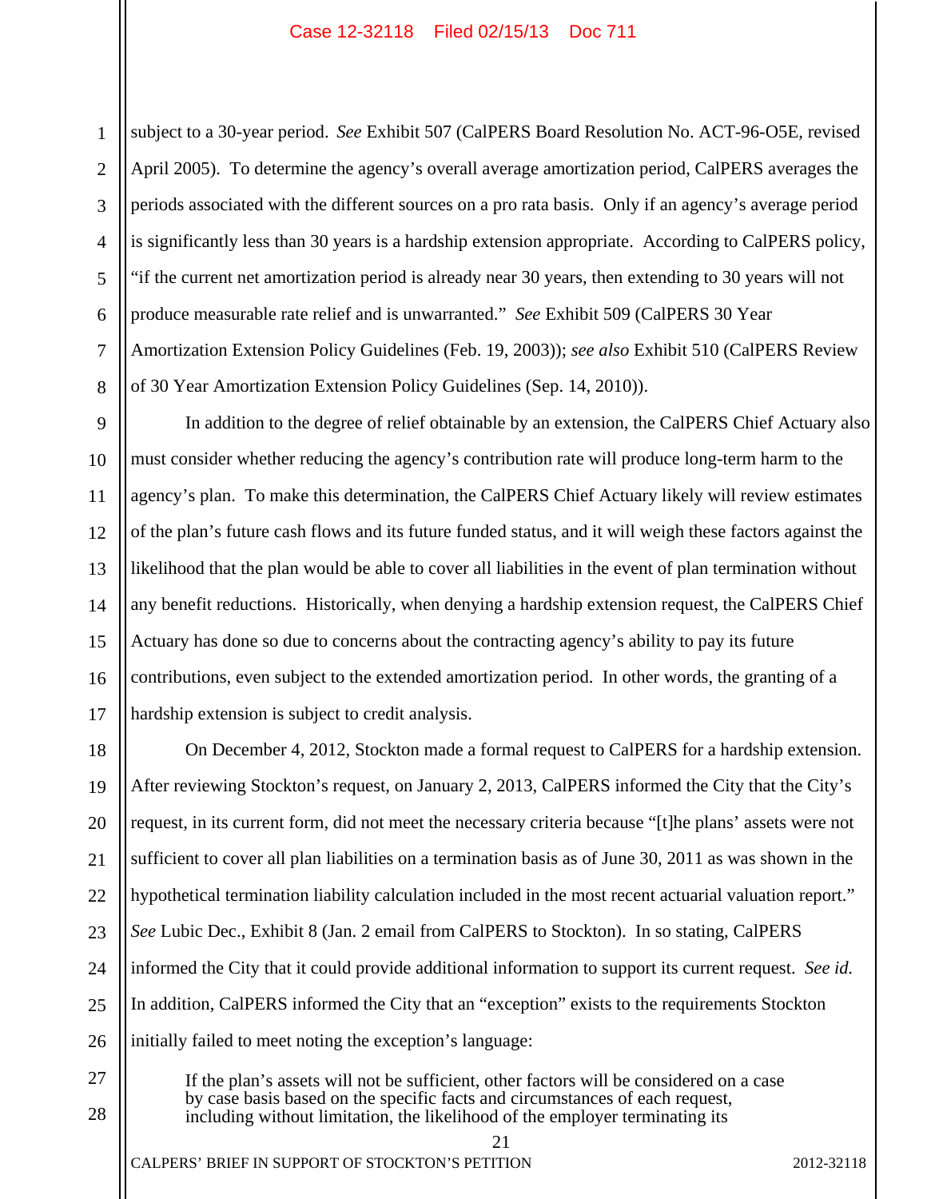subject to a 30-year period. *See* Exhibit 507 (CalPERS Board Resolution No. ACT-96-O5E, revised April 2005). To determine the agency's overall average amortization period, CalPERS averages the periods associated with the different sources on a pro rata basis. Only if an agency's average period is significantly less than 30 years is a hardship extension appropriate. According to CalPERS policy, "if the current net amortization period is already near 30 years, then extending to 30 years will not produce measurable rate relief and is unwarranted." *See* Exhibit 509 (CalPERS 30 Year Amortization Extension Policy Guidelines (Feb. 19, 2003)); *see also* Exhibit 510 (CalPERS Review of 30 Year Amortization Extension Policy Guidelines (Sep. 14, 2010)).

In addition to the degree of relief obtainable by an extension, the CalPERS Chief Actuary also must consider whether reducing the agency's contribution rate will produce long-term harm to the agency's plan. To make this determination, the CalPERS Chief Actuary likely will review estimates of the plan's future cash flows and its future funded status, and it will weigh these factors against the likelihood that the plan would be able to cover all liabilities in the event of plan termination without any benefit reductions. Historically, when denying a hardship extension request, the CalPERS Chief Actuary has done so due to concerns about the contracting agency's ability to pay its future contributions, even subject to the extended amortization period. In other words, the granting of a hardship extension is subject to credit analysis.

On December 4, 2012, Stockton made a formal request to CalPERS for a hardship extension. After reviewing Stockton's request, on January 2, 2013, CalPERS informed the City that the City's request, in its current form, did not meet the necessary criteria because "[t]he plans' assets were not sufficient to cover all plan liabilities on a termination basis as of June 30, 2011 as was shown in the hypothetical termination liability calculation included in the most recent actuarial valuation report." *See* Lubic Dec., Exhibit 8 (Jan. 2 email from CalPERS to Stockton). In so stating, CalPERS informed the City that it could provide additional information to support its current request. *See id.* In addition, CalPERS informed the City that an "exception" exists to the requirements Stockton initially failed to meet noting the exception's language:

> If the plan's assets will not be sufficient, other factors will be considered on a case by case basis based on the specific facts and circumstances of each request, including without limitation, the likelihood of the employer terminating its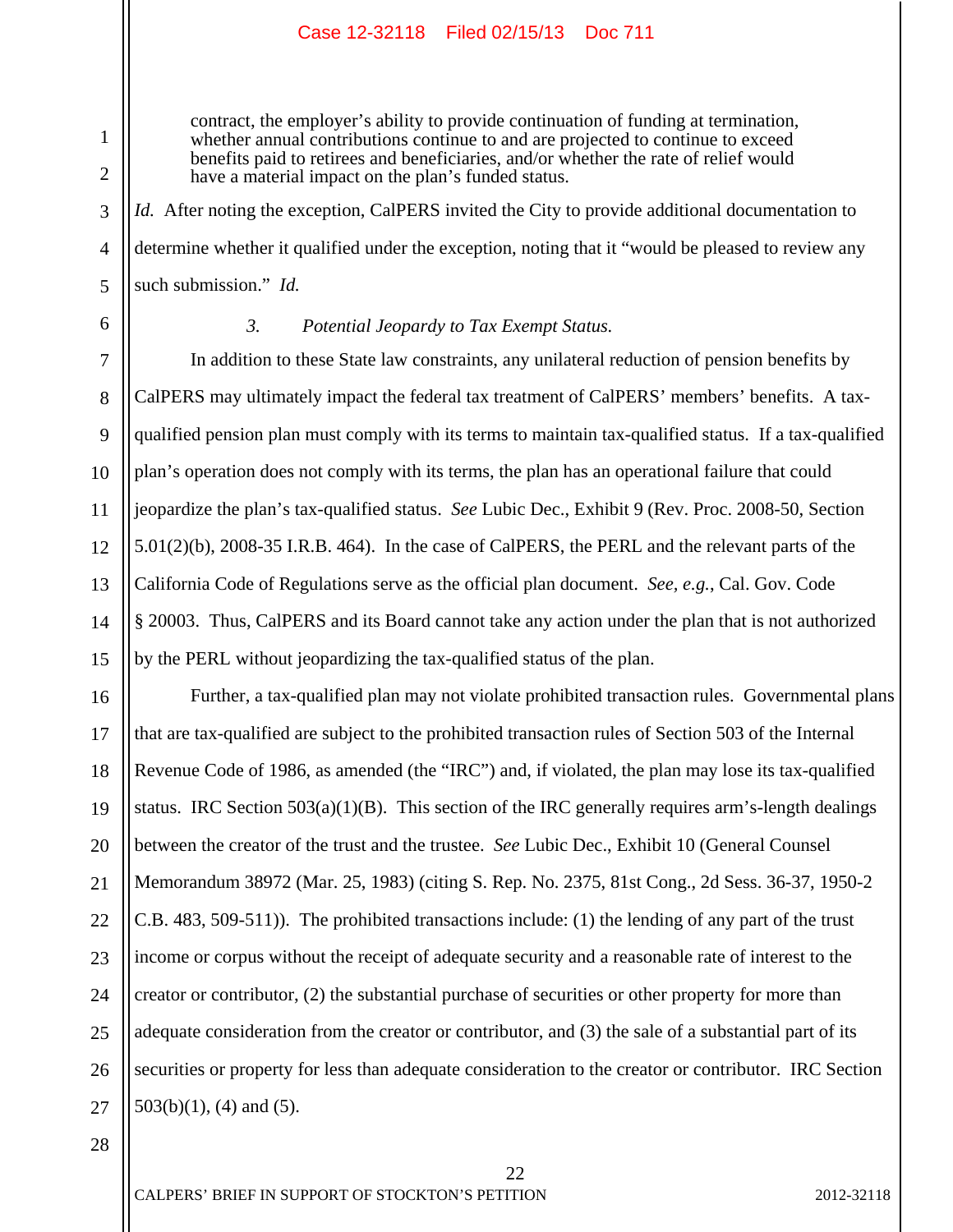> contract, the employer's ability to provide continuation of funding at termination, whether annual contributions continue to and are projected to continue to exceed benefits paid to retirees and beneficiaries, and/or whether the rate of relief would have a material impact on the plan's funded status.

*Id.* After noting the exception, CalPERS invited the City to provide additional documentation to determine whether it qualified under the exception, noting that it "would be pleased to review any such submission." *Id.*

*3. Potential Jeopardy to Tax Exempt Status.*

In addition to these State law constraints, any unilateral reduction of pension benefits by CalPERS may ultimately impact the federal tax treatment of CalPERS' members' benefits. A tax-qualified pension plan must comply with its terms to maintain tax-qualified status. If a tax-qualified plan's operation does not comply with its terms, the plan has an operational failure that could jeopardize the plan's tax-qualified status. *See* Lubic Dec., Exhibit 9 (Rev. Proc. 2008-50, Section 5.01(2)(b), 2008-35 I.R.B. 464). In the case of CalPERS, the PERL and the relevant parts of the California Code of Regulations serve as the official plan document. *See, e.g.*, Cal. Gov. Code § 20003. Thus, CalPERS and its Board cannot take any action under the plan that is not authorized by the PERL without jeopardizing the tax-qualified status of the plan.

Further, a tax-qualified plan may not violate prohibited transaction rules. Governmental plans that are tax-qualified are subject to the prohibited transaction rules of Section 503 of the Internal Revenue Code of 1986, as amended (the "IRC") and, if violated, the plan may lose its tax-qualified status. IRC Section 503(a)(1)(B). This section of the IRC generally requires arm's-length dealings between the creator of the trust and the trustee. *See* Lubic Dec., Exhibit 10 (General Counsel Memorandum 38972 (Mar. 25, 1983) (citing S. Rep. No. 2375, 81st Cong., 2d Sess. 36-37, 1950-2 C.B. 483, 509-511)). The prohibited transactions include: (1) the lending of any part of the trust income or corpus without the receipt of adequate security and a reasonable rate of interest to the creator or contributor, (2) the substantial purchase of securities or other property for more than adequate consideration from the creator or contributor, and (3) the sale of a substantial part of its securities or property for less than adequate consideration to the creator or contributor. IRC Section 503(b)(1), (4) and (5).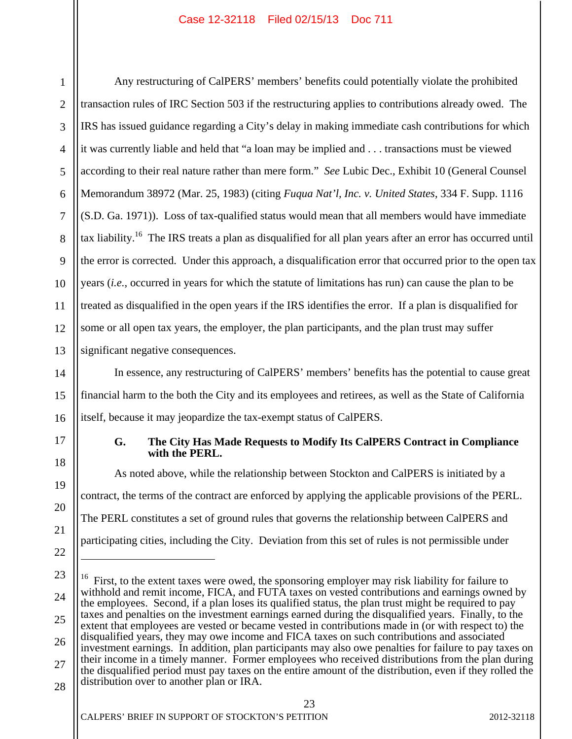Any restructuring of CalPERS' members' benefits could potentially violate the prohibited transaction rules of IRC Section 503 if the restructuring applies to contributions already owed. The IRS has issued guidance regarding a City's delay in making immediate cash contributions for which it was currently liable and held that "a loan may be implied and . . . transactions must be viewed according to their real nature rather than mere form." *See* Lubic Dec., Exhibit 10 (General Counsel Memorandum 38972 (Mar. 25, 1983) (citing *Fuqua Nat'l, Inc. v. United States*, 334 F. Supp. 1116 (S.D. Ga. 1971)). Loss of tax-qualified status would mean that all members would have immediate tax liability.[16] The IRS treats a plan as disqualified for all plan years after an error has occurred until the error is corrected. Under this approach, a disqualification error that occurred prior to the open tax years (*i.e.*, occurred in years for which the statute of limitations has run) can cause the plan to be treated as disqualified in the open years if the IRS identifies the error. If a plan is disqualified for some or all open tax years, the employer, the plan participants, and the plan trust may suffer significant negative consequences.

In essence, any restructuring of CalPERS' members' benefits has the potential to cause great financial harm to the both the City and its employees and retirees, as well as the State of California itself, because it may jeopardize the tax-exempt status of CalPERS.

### G. The City Has Made Requests to Modify Its CalPERS Contract in Compliance with the PERL.

As noted above, while the relationship between Stockton and CalPERS is initiated by a contract, the terms of the contract are enforced by applying the applicable provisions of the PERL. The PERL constitutes a set of ground rules that governs the relationship between CalPERS and participating cities, including the City. Deviation from this set of rules is not permissible under

---

[16] First, to the extent taxes were owed, the sponsoring employer may risk liability for failure to withhold and remit income, FICA, and FUTA taxes on vested contributions and earnings owned by the employees. Second, if a plan loses its qualified status, the plan trust might be required to pay taxes and penalties on the investment earnings earned during the disqualified years. Finally, to the extent that employees are vested or became vested in contributions made in (or with respect to) the disqualified years, they may owe income and FICA taxes on such contributions and associated investment earnings. In addition, plan participants may also owe penalties for failure to pay taxes on their income in a timely manner. Former employees who received distributions from the plan during the disqualified period must pay taxes on the entire amount of the distribution, even if they rolled the distribution over to another plan or IRA.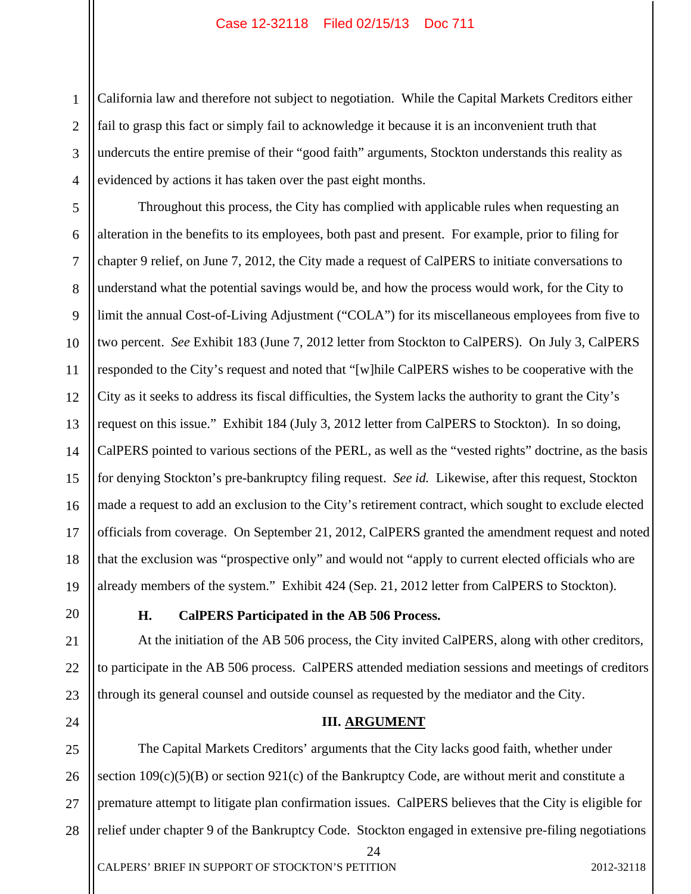California law and therefore not subject to negotiation. While the Capital Markets Creditors either fail to grasp this fact or simply fail to acknowledge it because it is an inconvenient truth that undercuts the entire premise of their "good faith" arguments, Stockton understands this reality as evidenced by actions it has taken over the past eight months.

Throughout this process, the City has complied with applicable rules when requesting an alteration in the benefits to its employees, both past and present. For example, prior to filing for chapter 9 relief, on June 7, 2012, the City made a request of CalPERS to initiate conversations to understand what the potential savings would be, and how the process would work, for the City to limit the annual Cost-of-Living Adjustment ("COLA") for its miscellaneous employees from five to two percent. *See* Exhibit 183 (June 7, 2012 letter from Stockton to CalPERS). On July 3, CalPERS responded to the City's request and noted that "[w]hile CalPERS wishes to be cooperative with the City as it seeks to address its fiscal difficulties, the System lacks the authority to grant the City's request on this issue." Exhibit 184 (July 3, 2012 letter from CalPERS to Stockton). In so doing, CalPERS pointed to various sections of the PERL, as well as the "vested rights" doctrine, as the basis for denying Stockton's pre-bankruptcy filing request. *See id.* Likewise, after this request, Stockton made a request to add an exclusion to the City's retirement contract, which sought to exclude elected officials from coverage. On September 21, 2012, CalPERS granted the amendment request and noted that the exclusion was "prospective only" and would not "apply to current elected officials who are already members of the system." Exhibit 424 (Sep. 21, 2012 letter from CalPERS to Stockton).

### H. CalPERS Participated in the AB 506 Process.

At the initiation of the AB 506 process, the City invited CalPERS, along with other creditors, to participate in the AB 506 process. CalPERS attended mediation sessions and meetings of creditors through its general counsel and outside counsel as requested by the mediator and the City.

## III. ARGUMENT

The Capital Markets Creditors' arguments that the City lacks good faith, whether under section 109(c)(5)(B) or section 921(c) of the Bankruptcy Code, are without merit and constitute a premature attempt to litigate plan confirmation issues. CalPERS believes that the City is eligible for relief under chapter 9 of the Bankruptcy Code. Stockton engaged in extensive pre-filing negotiations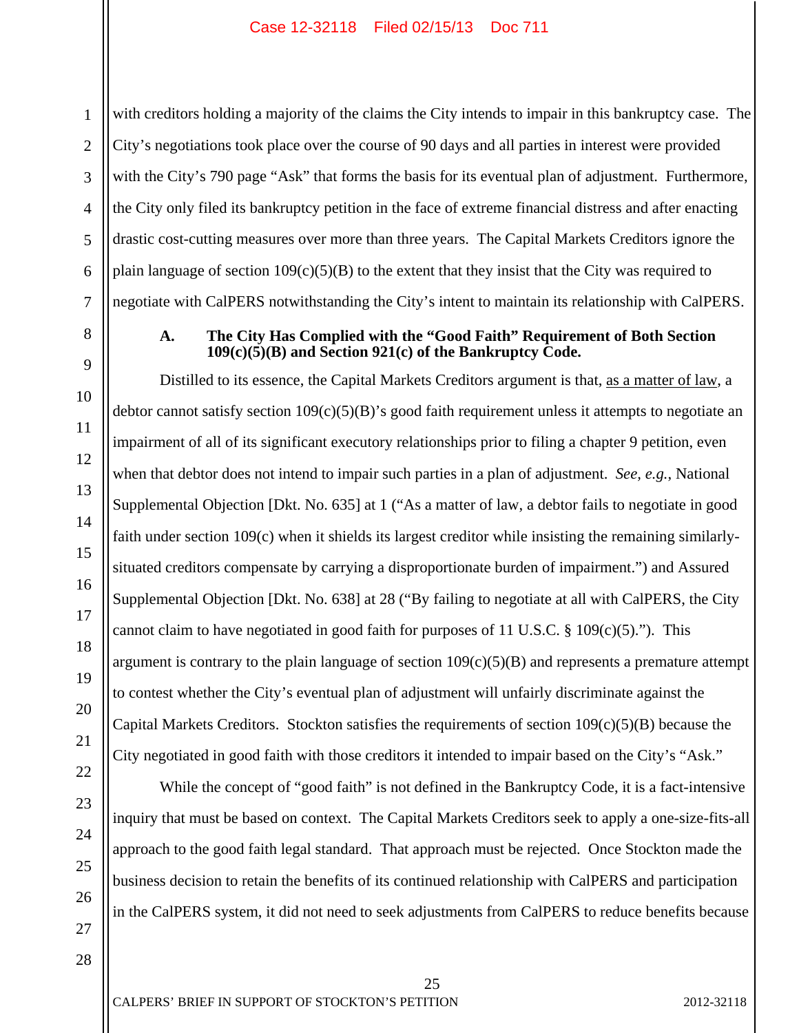with creditors holding a majority of the claims the City intends to impair in this bankruptcy case. The City's negotiations took place over the course of 90 days and all parties in interest were provided with the City's 790 page "Ask" that forms the basis for its eventual plan of adjustment. Furthermore, the City only filed its bankruptcy petition in the face of extreme financial distress and after enacting drastic cost-cutting measures over more than three years. The Capital Markets Creditors ignore the plain language of section 109(c)(5)(B) to the extent that they insist that the City was required to negotiate with CalPERS notwithstanding the City's intent to maintain its relationship with CalPERS.

### A. The City Has Complied with the "Good Faith" Requirement of Both Section 109(c)(5)(B) and Section 921(c) of the Bankruptcy Code.

Distilled to its essence, the Capital Markets Creditors argument is that, as a matter of law, a debtor cannot satisfy section 109(c)(5)(B)'s good faith requirement unless it attempts to negotiate an impairment of all of its significant executory relationships prior to filing a chapter 9 petition, even when that debtor does not intend to impair such parties in a plan of adjustment. *See, e.g.*, National Supplemental Objection [Dkt. No. 635] at 1 ("As a matter of law, a debtor fails to negotiate in good faith under section 109(c) when it shields its largest creditor while insisting the remaining similarly-situated creditors compensate by carrying a disproportionate burden of impairment.") and Assured Supplemental Objection [Dkt. No. 638] at 28 ("By failing to negotiate at all with CalPERS, the City cannot claim to have negotiated in good faith for purposes of 11 U.S.C. § 109(c)(5)."). This argument is contrary to the plain language of section 109(c)(5)(B) and represents a premature attempt to contest whether the City's eventual plan of adjustment will unfairly discriminate against the Capital Markets Creditors. Stockton satisfies the requirements of section 109(c)(5)(B) because the City negotiated in good faith with those creditors it intended to impair based on the City's "Ask."

While the concept of "good faith" is not defined in the Bankruptcy Code, it is a fact-intensive inquiry that must be based on context. The Capital Markets Creditors seek to apply a one-size-fits-all approach to the good faith legal standard. That approach must be rejected. Once Stockton made the business decision to retain the benefits of its continued relationship with CalPERS and participation in the CalPERS system, it did not need to seek adjustments from CalPERS to reduce benefits because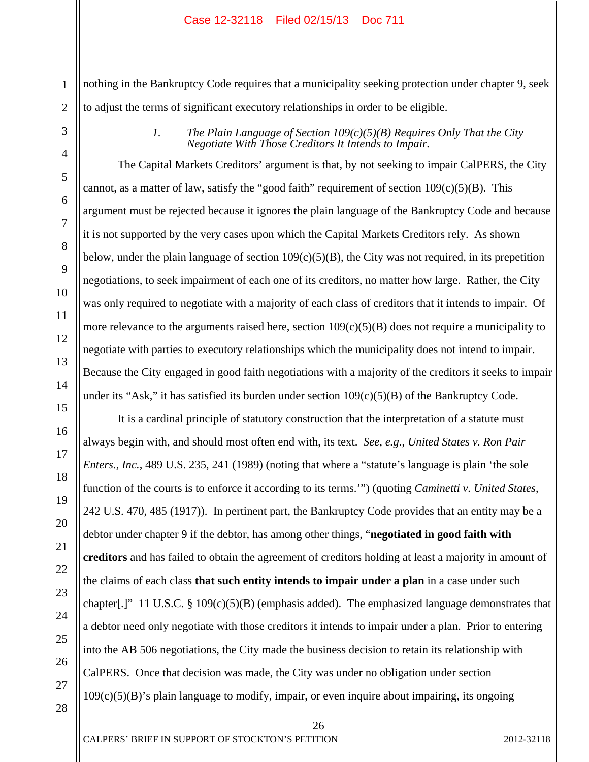nothing in the Bankruptcy Code requires that a municipality seeking protection under chapter 9, seek to adjust the terms of significant executory relationships in order to be eligible.

### 1. *The Plain Language of Section 109(c)(5)(B) Requires Only That the City Negotiate With Those Creditors It Intends to Impair.*

The Capital Markets Creditors' argument is that, by not seeking to impair CalPERS, the City cannot, as a matter of law, satisfy the "good faith" requirement of section 109(c)(5)(B). This argument must be rejected because it ignores the plain language of the Bankruptcy Code and because it is not supported by the very cases upon which the Capital Markets Creditors rely. As shown below, under the plain language of section 109(c)(5)(B), the City was not required, in its prepetition negotiations, to seek impairment of each one of its creditors, no matter how large. Rather, the City was only required to negotiate with a majority of each class of creditors that it intends to impair. Of more relevance to the arguments raised here, section 109(c)(5)(B) does not require a municipality to negotiate with parties to executory relationships which the municipality does not intend to impair. Because the City engaged in good faith negotiations with a majority of the creditors it seeks to impair under its "Ask," it has satisfied its burden under section 109(c)(5)(B) of the Bankruptcy Code.

It is a cardinal principle of statutory construction that the interpretation of a statute must always begin with, and should most often end with, its text. *See, e.g.*, *United States v. Ron Pair Enters., Inc.*, 489 U.S. 235, 241 (1989) (noting that where a "statute's language is plain 'the sole function of the courts is to enforce it according to its terms.'") (quoting *Caminetti v. United States*, 242 U.S. 470, 485 (1917)). In pertinent part, the Bankruptcy Code provides that an entity may be a debtor under chapter 9 if the debtor, has among other things, "**negotiated in good faith with creditors** and has failed to obtain the agreement of creditors holding at least a majority in amount of the claims of each class **that such entity intends to impair under a plan** in a case under such chapter[.]" 11 U.S.C. § 109(c)(5)(B) (emphasis added). The emphasized language demonstrates that a debtor need only negotiate with those creditors it intends to impair under a plan. Prior to entering into the AB 506 negotiations, the City made the business decision to retain its relationship with CalPERS. Once that decision was made, the City was under no obligation under section 109(c)(5)(B)'s plain language to modify, impair, or even inquire about impairing, its ongoing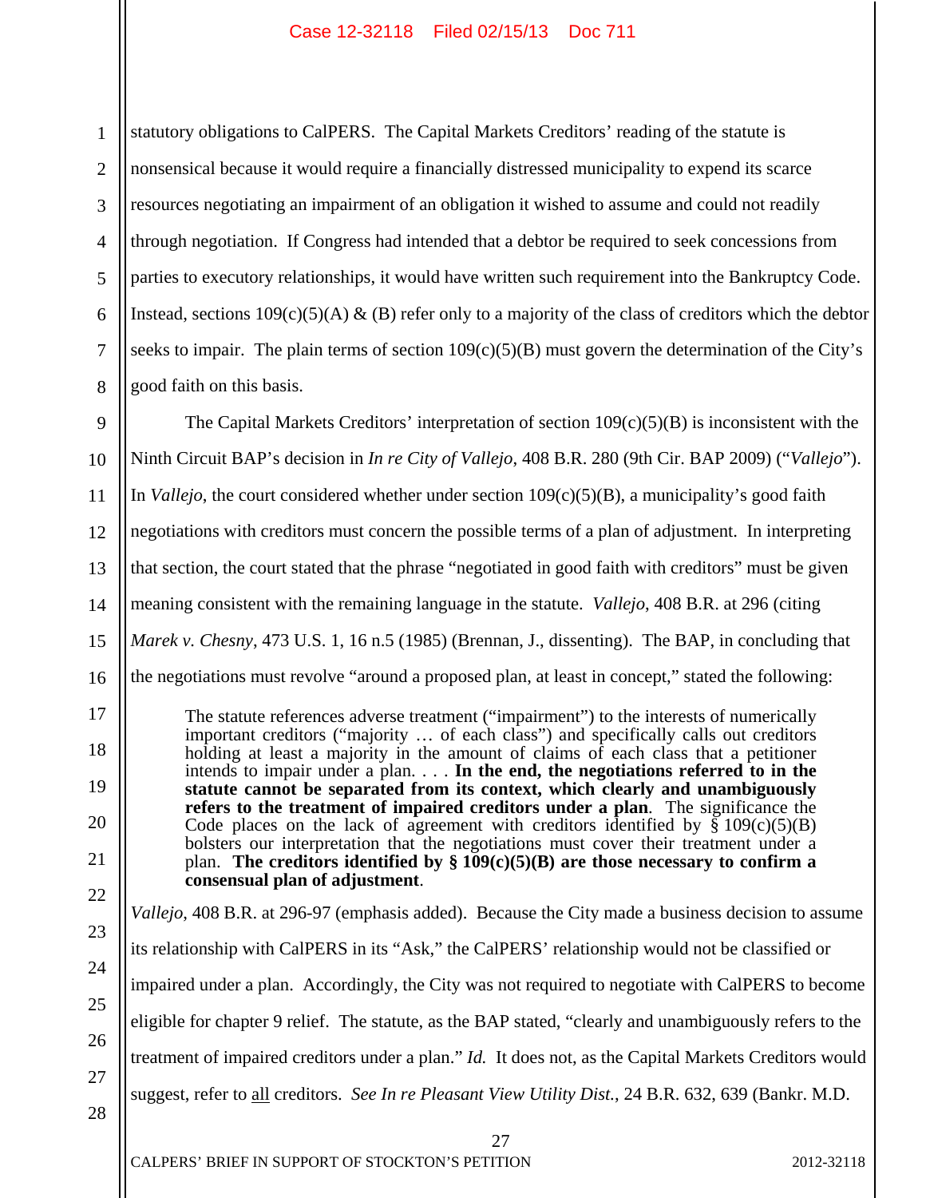statutory obligations to CalPERS. The Capital Markets Creditors' reading of the statute is nonsensical because it would require a financially distressed municipality to expend its scarce resources negotiating an impairment of an obligation it wished to assume and could not readily through negotiation. If Congress had intended that a debtor be required to seek concessions from parties to executory relationships, it would have written such requirement into the Bankruptcy Code. Instead, sections 109(c)(5)(A) & (B) refer only to a majority of the class of creditors which the debtor seeks to impair. The plain terms of section 109(c)(5)(B) must govern the determination of the City's good faith on this basis.

The Capital Markets Creditors' interpretation of section 109(c)(5)(B) is inconsistent with the Ninth Circuit BAP's decision in *In re City of Vallejo*, 408 B.R. 280 (9th Cir. BAP 2009) ("*Vallejo*"). In *Vallejo*, the court considered whether under section 109(c)(5)(B), a municipality's good faith negotiations with creditors must concern the possible terms of a plan of adjustment. In interpreting that section, the court stated that the phrase "negotiated in good faith with creditors" must be given meaning consistent with the remaining language in the statute. *Vallejo*, 408 B.R. at 296 (citing *Marek v. Chesny*, 473 U.S. 1, 16 n.5 (1985) (Brennan, J., dissenting). The BAP, in concluding that the negotiations must revolve "around a proposed plan, at least in concept," stated the following:

> The statute references adverse treatment ("impairment") to the interests of numerically important creditors ("majority … of each class") and specifically calls out creditors holding at least a majority in the amount of claims of each class that a petitioner intends to impair under a plan. . . . **In the end, the negotiations referred to in the statute cannot be separated from its context, which clearly and unambiguously refers to the treatment of impaired creditors under a plan**. The significance the Code places on the lack of agreement with creditors identified by § 109(c)(5)(B) bolsters our interpretation that the negotiations must cover their treatment under a plan. **The creditors identified by § 109(c)(5)(B) are those necessary to confirm a consensual plan of adjustment**.

*Vallejo*, 408 B.R. at 296-97 (emphasis added). Because the City made a business decision to assume its relationship with CalPERS in its "Ask," the CalPERS' relationship would not be classified or impaired under a plan. Accordingly, the City was not required to negotiate with CalPERS to become eligible for chapter 9 relief. The statute, as the BAP stated, "clearly and unambiguously refers to the treatment of impaired creditors under a plan." *Id.* It does not, as the Capital Markets Creditors would suggest, refer to <u>all</u> creditors. *See In re Pleasant View Utility Dist.*, 24 B.R. 632, 639 (Bankr. M.D.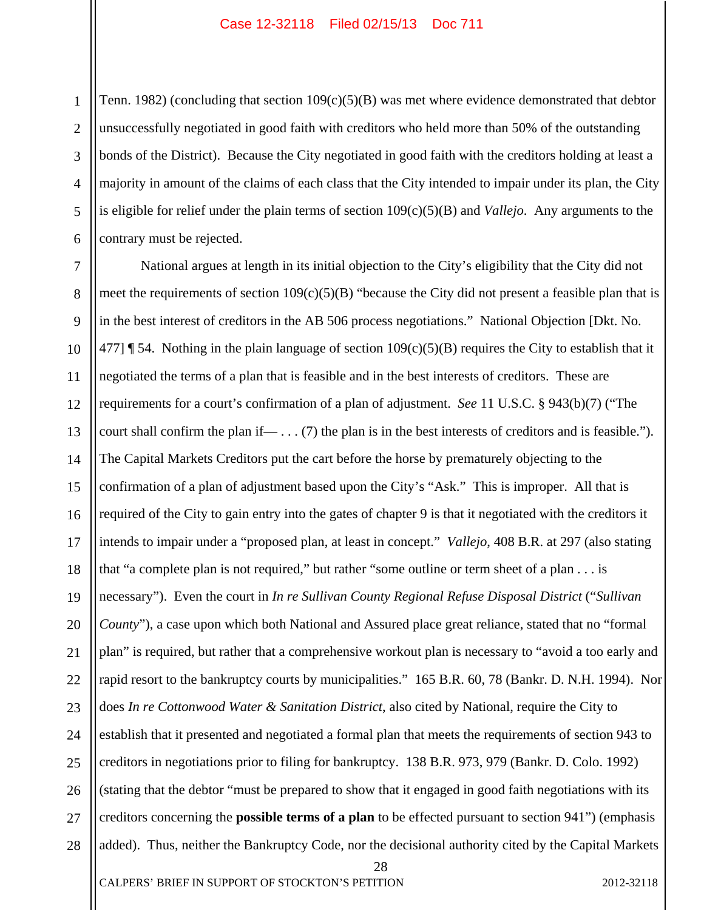Tenn. 1982) (concluding that section 109(c)(5)(B) was met where evidence demonstrated that debtor unsuccessfully negotiated in good faith with creditors who held more than 50% of the outstanding bonds of the District). Because the City negotiated in good faith with the creditors holding at least a majority in amount of the claims of each class that the City intended to impair under its plan, the City is eligible for relief under the plain terms of section 109(c)(5)(B) and *Vallejo*. Any arguments to the contrary must be rejected.

National argues at length in its initial objection to the City's eligibility that the City did not meet the requirements of section 109(c)(5)(B) "because the City did not present a feasible plan that is in the best interest of creditors in the AB 506 process negotiations." National Objection [Dkt. No. 477] ¶ 54. Nothing in the plain language of section 109(c)(5)(B) requires the City to establish that it negotiated the terms of a plan that is feasible and in the best interests of creditors. These are requirements for a court's confirmation of a plan of adjustment. *See* 11 U.S.C. § 943(b)(7) ("The court shall confirm the plan if— . . . (7) the plan is in the best interests of creditors and is feasible."). The Capital Markets Creditors put the cart before the horse by prematurely objecting to the confirmation of a plan of adjustment based upon the City's "Ask." This is improper. All that is required of the City to gain entry into the gates of chapter 9 is that it negotiated with the creditors it intends to impair under a "proposed plan, at least in concept." *Vallejo*, 408 B.R. at 297 (also stating that "a complete plan is not required," but rather "some outline or term sheet of a plan . . . is necessary"). Even the court in *In re Sullivan County Regional Refuse Disposal District* ("*Sullivan County*"), a case upon which both National and Assured place great reliance, stated that no "formal plan" is required, but rather that a comprehensive workout plan is necessary to "avoid a too early and rapid resort to the bankruptcy courts by municipalities." 165 B.R. 60, 78 (Bankr. D. N.H. 1994). Nor does *In re Cottonwood Water & Sanitation District*, also cited by National, require the City to establish that it presented and negotiated a formal plan that meets the requirements of section 943 to creditors in negotiations prior to filing for bankruptcy. 138 B.R. 973, 979 (Bankr. D. Colo. 1992) (stating that the debtor "must be prepared to show that it engaged in good faith negotiations with its creditors concerning the **possible terms of a plan** to be effected pursuant to section 941") (emphasis added). Thus, neither the Bankruptcy Code, nor the decisional authority cited by the Capital Markets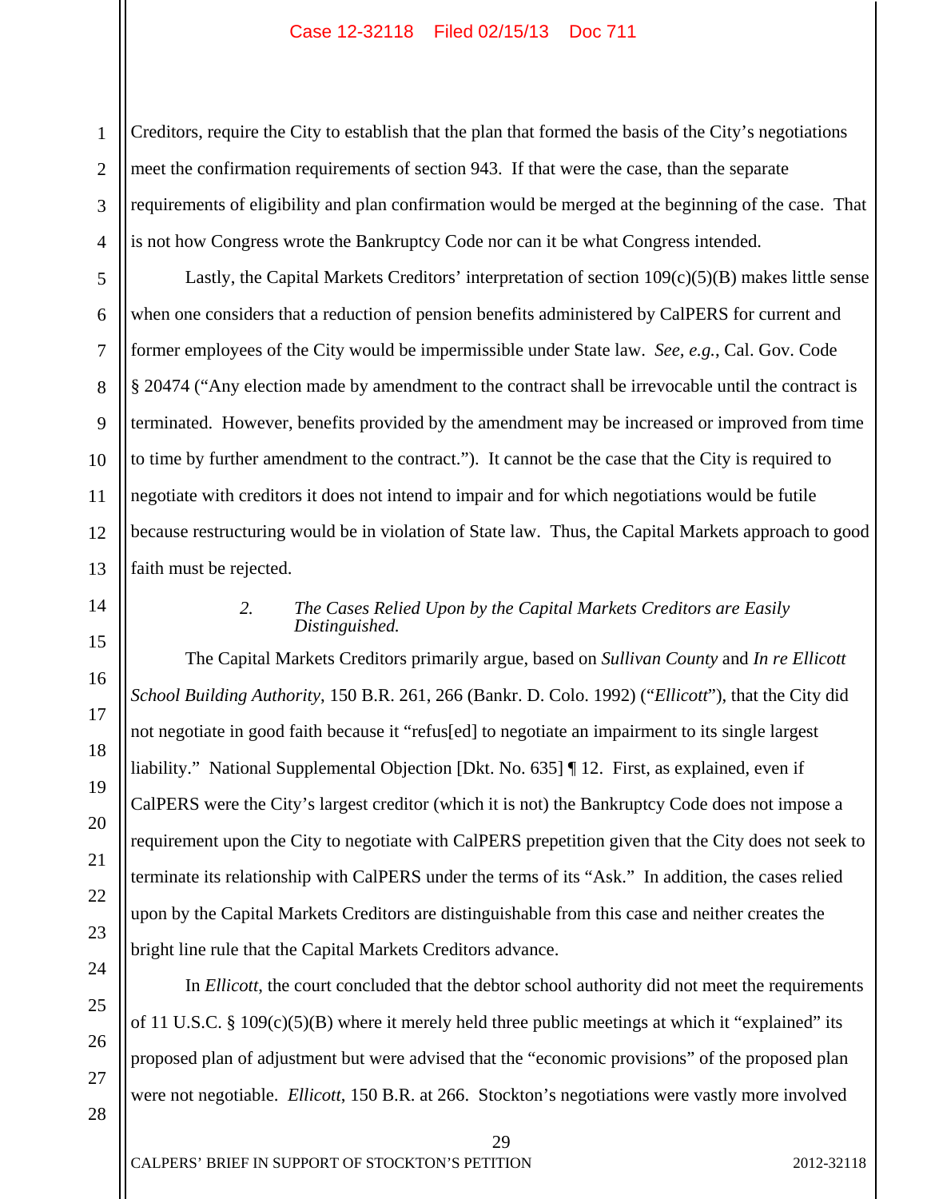Creditors, require the City to establish that the plan that formed the basis of the City's negotiations meet the confirmation requirements of section 943. If that were the case, than the separate requirements of eligibility and plan confirmation would be merged at the beginning of the case. That is not how Congress wrote the Bankruptcy Code nor can it be what Congress intended.

Lastly, the Capital Markets Creditors' interpretation of section 109(c)(5)(B) makes little sense when one considers that a reduction of pension benefits administered by CalPERS for current and former employees of the City would be impermissible under State law. *See, e.g.*, Cal. Gov. Code § 20474 ("Any election made by amendment to the contract shall be irrevocable until the contract is terminated. However, benefits provided by the amendment may be increased or improved from time to time by further amendment to the contract."). It cannot be the case that the City is required to negotiate with creditors it does not intend to impair and for which negotiations would be futile because restructuring would be in violation of State law. Thus, the Capital Markets approach to good faith must be rejected.

### 2. *The Cases Relied Upon by the Capital Markets Creditors are Easily Distinguished.*

The Capital Markets Creditors primarily argue, based on *Sullivan County* and *In re Ellicott School Building Authority*, 150 B.R. 261, 266 (Bankr. D. Colo. 1992) ("*Ellicott*"), that the City did not negotiate in good faith because it "refus[ed] to negotiate an impairment to its single largest liability." National Supplemental Objection [Dkt. No. 635] ¶ 12. First, as explained, even if CalPERS were the City's largest creditor (which it is not) the Bankruptcy Code does not impose a requirement upon the City to negotiate with CalPERS prepetition given that the City does not seek to terminate its relationship with CalPERS under the terms of its "Ask." In addition, the cases relied upon by the Capital Markets Creditors are distinguishable from this case and neither creates the bright line rule that the Capital Markets Creditors advance.

In *Ellicott*, the court concluded that the debtor school authority did not meet the requirements of 11 U.S.C. § 109(c)(5)(B) where it merely held three public meetings at which it "explained" its proposed plan of adjustment but were advised that the "economic provisions" of the proposed plan were not negotiable. *Ellicott*, 150 B.R. at 266. Stockton's negotiations were vastly more involved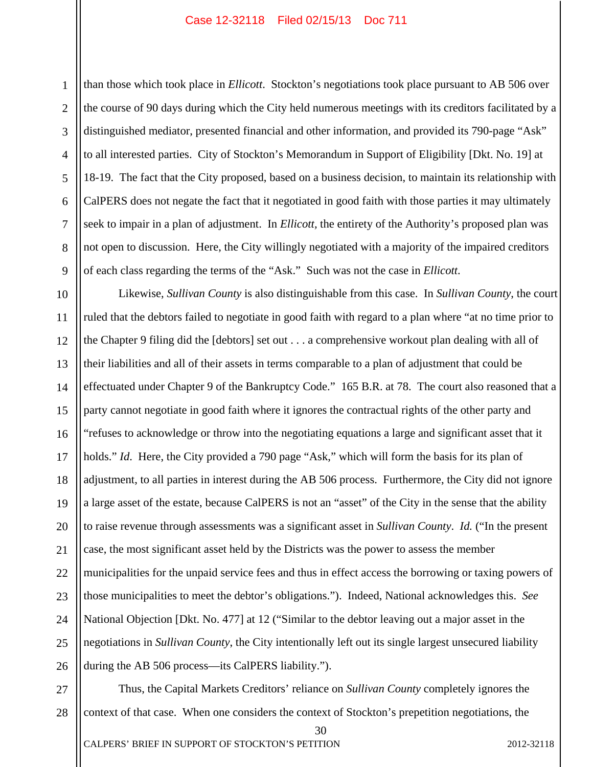than those which took place in *Ellicott*. Stockton's negotiations took place pursuant to AB 506 over the course of 90 days during which the City held numerous meetings with its creditors facilitated by a distinguished mediator, presented financial and other information, and provided its 790-page "Ask" to all interested parties. City of Stockton's Memorandum in Support of Eligibility [Dkt. No. 19] at 18-19. The fact that the City proposed, based on a business decision, to maintain its relationship with CalPERS does not negate the fact that it negotiated in good faith with those parties it may ultimately seek to impair in a plan of adjustment. In *Ellicott*, the entirety of the Authority's proposed plan was not open to discussion. Here, the City willingly negotiated with a majority of the impaired creditors of each class regarding the terms of the "Ask." Such was not the case in *Ellicott*.

Likewise, *Sullivan County* is also distinguishable from this case. In *Sullivan County*, the court ruled that the debtors failed to negotiate in good faith with regard to a plan where "at no time prior to the Chapter 9 filing did the [debtors] set out . . . a comprehensive workout plan dealing with all of their liabilities and all of their assets in terms comparable to a plan of adjustment that could be effectuated under Chapter 9 of the Bankruptcy Code." 165 B.R. at 78. The court also reasoned that a party cannot negotiate in good faith where it ignores the contractual rights of the other party and "refuses to acknowledge or throw into the negotiating equations a large and significant asset that it holds." *Id*. Here, the City provided a 790 page "Ask," which will form the basis for its plan of adjustment, to all parties in interest during the AB 506 process. Furthermore, the City did not ignore a large asset of the estate, because CalPERS is not an "asset" of the City in the sense that the ability to raise revenue through assessments was a significant asset in *Sullivan County*. *Id.* ("In the present case, the most significant asset held by the Districts was the power to assess the member municipalities for the unpaid service fees and thus in effect access the borrowing or taxing powers of those municipalities to meet the debtor's obligations."). Indeed, National acknowledges this. *See* National Objection [Dkt. No. 477] at 12 ("Similar to the debtor leaving out a major asset in the negotiations in *Sullivan County*, the City intentionally left out its single largest unsecured liability during the AB 506 process—its CalPERS liability.").

Thus, the Capital Markets Creditors' reliance on *Sullivan County* completely ignores the context of that case. When one considers the context of Stockton's prepetition negotiations, the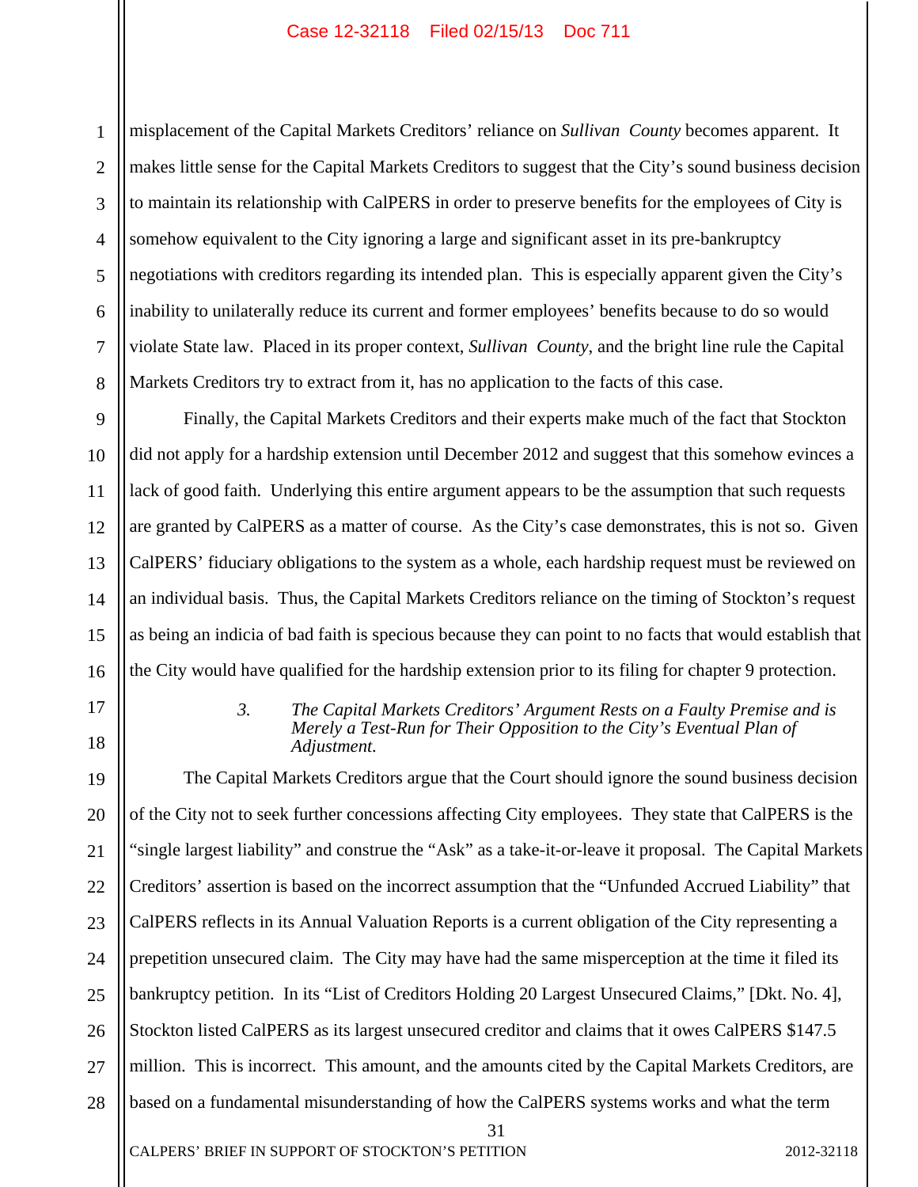misplacement of the Capital Markets Creditors' reliance on *Sullivan County* becomes apparent. It makes little sense for the Capital Markets Creditors to suggest that the City's sound business decision to maintain its relationship with CalPERS in order to preserve benefits for the employees of City is somehow equivalent to the City ignoring a large and significant asset in its pre-bankruptcy negotiations with creditors regarding its intended plan. This is especially apparent given the City's inability to unilaterally reduce its current and former employees' benefits because to do so would violate State law. Placed in its proper context, *Sullivan County*, and the bright line rule the Capital Markets Creditors try to extract from it, has no application to the facts of this case.

Finally, the Capital Markets Creditors and their experts make much of the fact that Stockton did not apply for a hardship extension until December 2012 and suggest that this somehow evinces a lack of good faith. Underlying this entire argument appears to be the assumption that such requests are granted by CalPERS as a matter of course. As the City's case demonstrates, this is not so. Given CalPERS' fiduciary obligations to the system as a whole, each hardship request must be reviewed on an individual basis. Thus, the Capital Markets Creditors reliance on the timing of Stockton's request as being an indicia of bad faith is specious because they can point to no facts that would establish that the City would have qualified for the hardship extension prior to its filing for chapter 9 protection.

### 3. *The Capital Markets Creditors' Argument Rests on a Faulty Premise and is Merely a Test-Run for Their Opposition to the City's Eventual Plan of Adjustment.*

The Capital Markets Creditors argue that the Court should ignore the sound business decision of the City not to seek further concessions affecting City employees. They state that CalPERS is the "single largest liability" and construe the "Ask" as a take-it-or-leave it proposal. The Capital Markets Creditors' assertion is based on the incorrect assumption that the "Unfunded Accrued Liability" that CalPERS reflects in its Annual Valuation Reports is a current obligation of the City representing a prepetition unsecured claim. The City may have had the same misperception at the time it filed its bankruptcy petition. In its "List of Creditors Holding 20 Largest Unsecured Claims," [Dkt. No. 4], Stockton listed CalPERS as its largest unsecured creditor and claims that it owes CalPERS $147.5 million. This is incorrect. This amount, and the amounts cited by the Capital Markets Creditors, are based on a fundamental misunderstanding of how the CalPERS systems works and what the term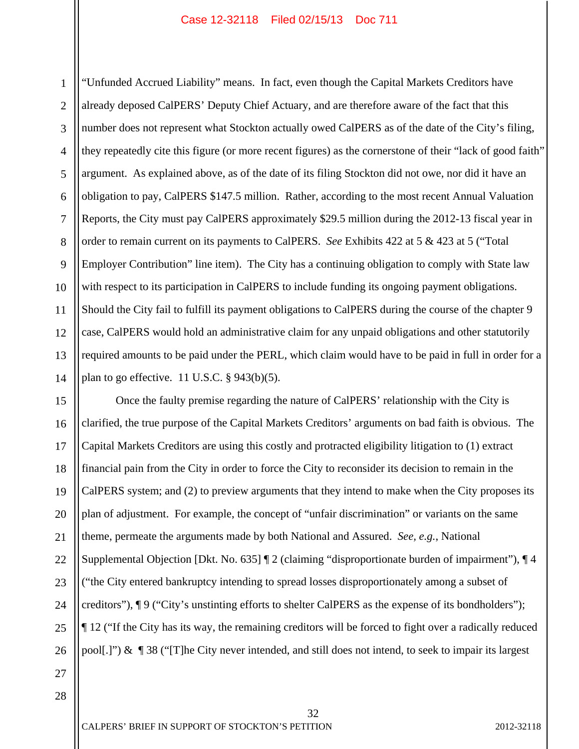"Unfunded Accrued Liability" means. In fact, even though the Capital Markets Creditors have already deposed CalPERS' Deputy Chief Actuary, and are therefore aware of the fact that this number does not represent what Stockton actually owed CalPERS as of the date of the City's filing, they repeatedly cite this figure (or more recent figures) as the cornerstone of their "lack of good faith" argument. As explained above, as of the date of its filing Stockton did not owe, nor did it have an obligation to pay, CalPERS $147.5 million. Rather, according to the most recent Annual Valuation Reports, the City must pay CalPERS approximately $29.5 million during the 2012-13 fiscal year in order to remain current on its payments to CalPERS. *See* Exhibits 422 at 5 & 423 at 5 ("Total Employer Contribution" line item). The City has a continuing obligation to comply with State law with respect to its participation in CalPERS to include funding its ongoing payment obligations. Should the City fail to fulfill its payment obligations to CalPERS during the course of the chapter 9 case, CalPERS would hold an administrative claim for any unpaid obligations and other statutorily required amounts to be paid under the PERL, which claim would have to be paid in full in order for a plan to go effective. 11 U.S.C. § 943(b)(5).

Once the faulty premise regarding the nature of CalPERS' relationship with the City is clarified, the true purpose of the Capital Markets Creditors' arguments on bad faith is obvious. The Capital Markets Creditors are using this costly and protracted eligibility litigation to (1) extract financial pain from the City in order to force the City to reconsider its decision to remain in the CalPERS system; and (2) to preview arguments that they intend to make when the City proposes its plan of adjustment. For example, the concept of "unfair discrimination" or variants on the same theme, permeate the arguments made by both National and Assured. *See, e.g.*, National Supplemental Objection [Dkt. No. 635] ¶ 2 (claiming "disproportionate burden of impairment"), ¶ 4 ("the City entered bankruptcy intending to spread losses disproportionately among a subset of creditors"), ¶ 9 ("City's unstinting efforts to shelter CalPERS as the expense of its bondholders"); ¶ 12 ("If the City has its way, the remaining creditors will be forced to fight over a radically reduced pool[.]") & ¶ 38 ("[T]he City never intended, and still does not intend, to seek to impair its largest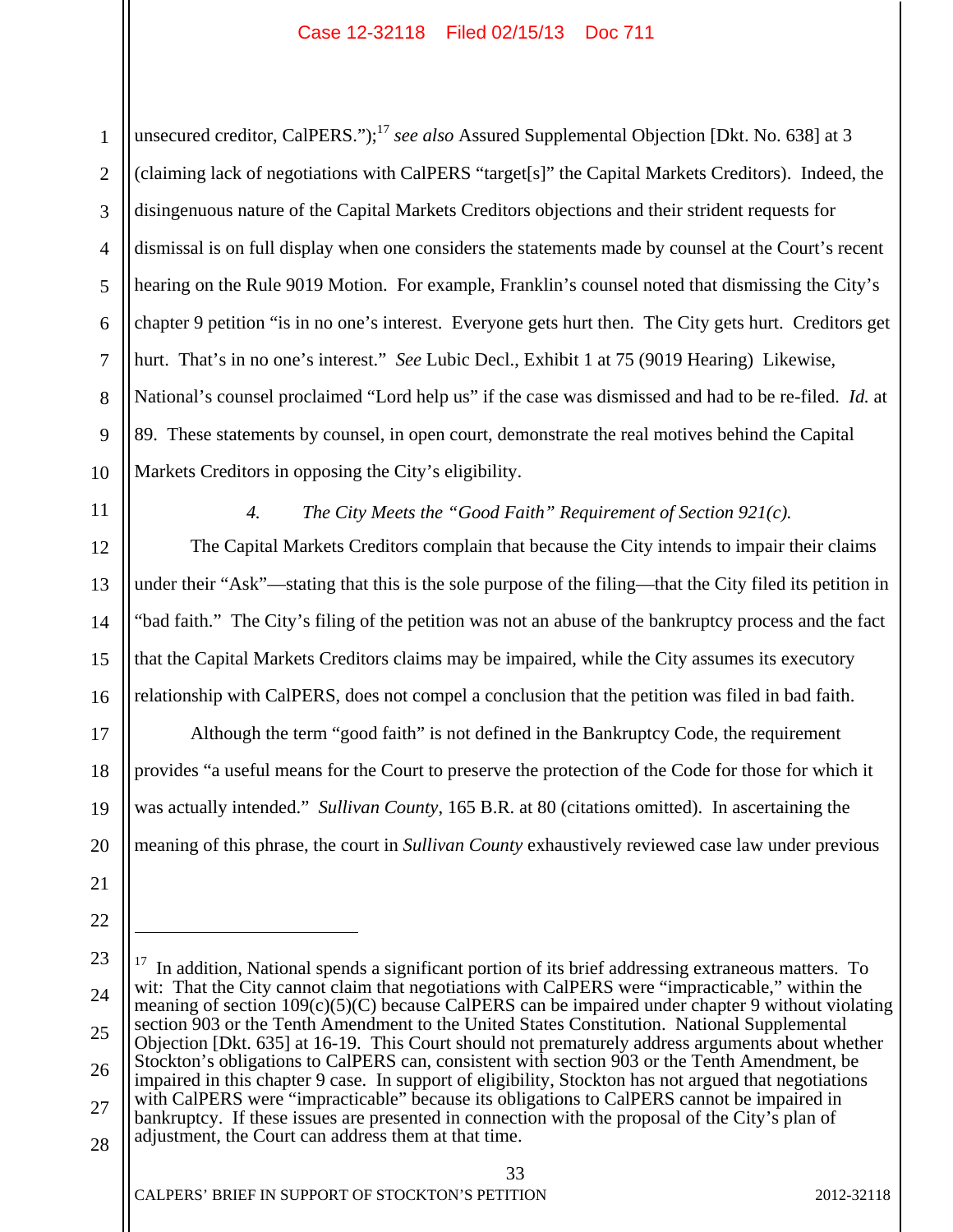unsecured creditor, CalPERS.");[17] *see also* Assured Supplemental Objection [Dkt. No. 638] at 3 (claiming lack of negotiations with CalPERS "target[s]" the Capital Markets Creditors). Indeed, the disingenuous nature of the Capital Markets Creditors objections and their strident requests for dismissal is on full display when one considers the statements made by counsel at the Court's recent hearing on the Rule 9019 Motion. For example, Franklin's counsel noted that dismissing the City's chapter 9 petition "is in no one's interest. Everyone gets hurt then. The City gets hurt. Creditors get hurt. That's in no one's interest." *See* Lubic Decl., Exhibit 1 at 75 (9019 Hearing) Likewise, National's counsel proclaimed "Lord help us" if the case was dismissed and had to be re-filed. *Id.* at 89. These statements by counsel, in open court, demonstrate the real motives behind the Capital Markets Creditors in opposing the City's eligibility.

*4. The City Meets the "Good Faith" Requirement of Section 921(c).*

The Capital Markets Creditors complain that because the City intends to impair their claims under their "Ask"—stating that this is the sole purpose of the filing—that the City filed its petition in "bad faith." The City's filing of the petition was not an abuse of the bankruptcy process and the fact that the Capital Markets Creditors claims may be impaired, while the City assumes its executory relationship with CalPERS, does not compel a conclusion that the petition was filed in bad faith.

Although the term "good faith" is not defined in the Bankruptcy Code, the requirement provides "a useful means for the Court to preserve the protection of the Code for those for which it was actually intended." *Sullivan County*, 165 B.R. at 80 (citations omitted). In ascertaining the meaning of this phrase, the court in *Sullivan County* exhaustively reviewed case law under previous

---

[17] In addition, National spends a significant portion of its brief addressing extraneous matters. To wit: That the City cannot claim that negotiations with CalPERS were "impracticable," within the meaning of section 109(c)(5)(C) because CalPERS can be impaired under chapter 9 without violating section 903 or the Tenth Amendment to the United States Constitution. National Supplemental Objection [Dkt. 635] at 16-19. This Court should not prematurely address arguments about whether Stockton's obligations to CalPERS can, consistent with section 903 or the Tenth Amendment, be impaired in this chapter 9 case. In support of eligibility, Stockton has not argued that negotiations with CalPERS were "impracticable" because its obligations to CalPERS cannot be impaired in bankruptcy. If these issues are presented in connection with the proposal of the City's plan of adjustment, the Court can address them at that time.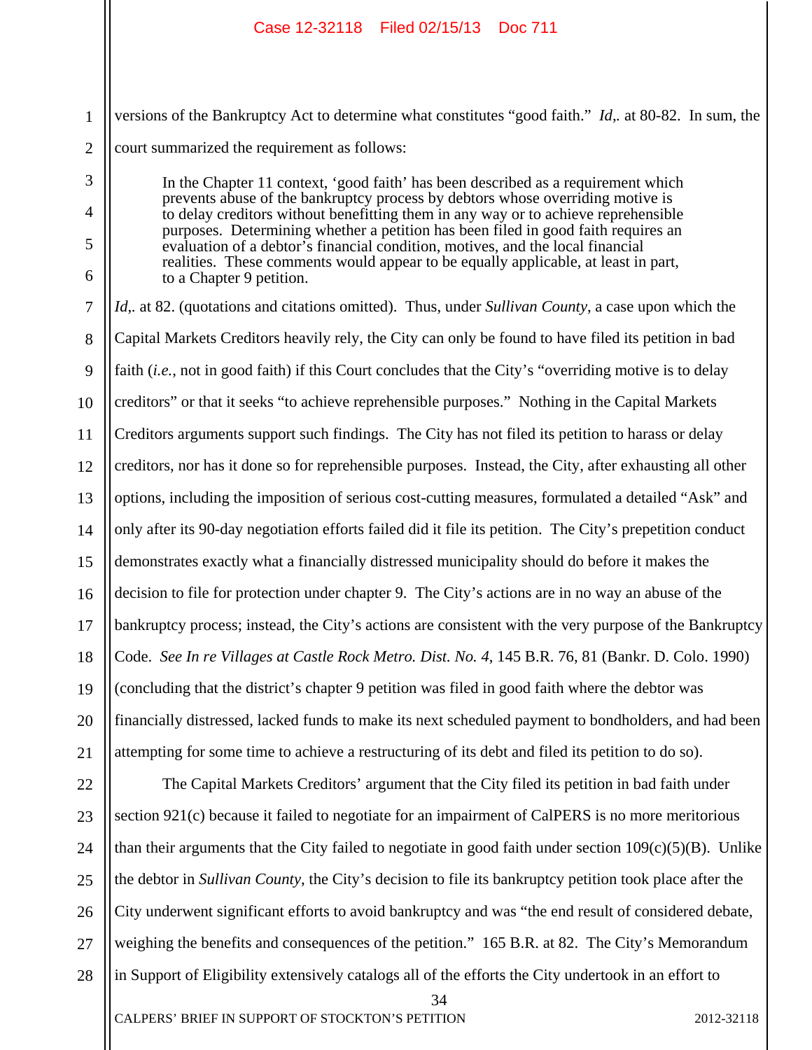versions of the Bankruptcy Act to determine what constitutes "good faith." *Id*,. at 80-82. In sum, the court summarized the requirement as follows:

> In the Chapter 11 context, 'good faith' has been described as a requirement which prevents abuse of the bankruptcy process by debtors whose overriding motive is to delay creditors without benefitting them in any way or to achieve reprehensible purposes. Determining whether a petition has been filed in good faith requires an evaluation of a debtor's financial condition, motives, and the local financial realities. These comments would appear to be equally applicable, at least in part, to a Chapter 9 petition.

*Id*,. at 82. (quotations and citations omitted). Thus, under *Sullivan County*, a case upon which the Capital Markets Creditors heavily rely, the City can only be found to have filed its petition in bad faith (*i.e.*, not in good faith) if this Court concludes that the City's "overriding motive is to delay creditors" or that it seeks "to achieve reprehensible purposes." Nothing in the Capital Markets Creditors arguments support such findings. The City has not filed its petition to harass or delay creditors, nor has it done so for reprehensible purposes. Instead, the City, after exhausting all other options, including the imposition of serious cost-cutting measures, formulated a detailed "Ask" and only after its 90-day negotiation efforts failed did it file its petition. The City's prepetition conduct demonstrates exactly what a financially distressed municipality should do before it makes the decision to file for protection under chapter 9. The City's actions are in no way an abuse of the bankruptcy process; instead, the City's actions are consistent with the very purpose of the Bankruptcy Code. *See In re Villages at Castle Rock Metro. Dist. No. 4*, 145 B.R. 76, 81 (Bankr. D. Colo. 1990) (concluding that the district's chapter 9 petition was filed in good faith where the debtor was financially distressed, lacked funds to make its next scheduled payment to bondholders, and had been attempting for some time to achieve a restructuring of its debt and filed its petition to do so).

The Capital Markets Creditors' argument that the City filed its petition in bad faith under section 921(c) because it failed to negotiate for an impairment of CalPERS is no more meritorious than their arguments that the City failed to negotiate in good faith under section 109(c)(5)(B). Unlike the debtor in *Sullivan County*, the City's decision to file its bankruptcy petition took place after the City underwent significant efforts to avoid bankruptcy and was "the end result of considered debate, weighing the benefits and consequences of the petition." 165 B.R. at 82. The City's Memorandum in Support of Eligibility extensively catalogs all of the efforts the City undertook in an effort to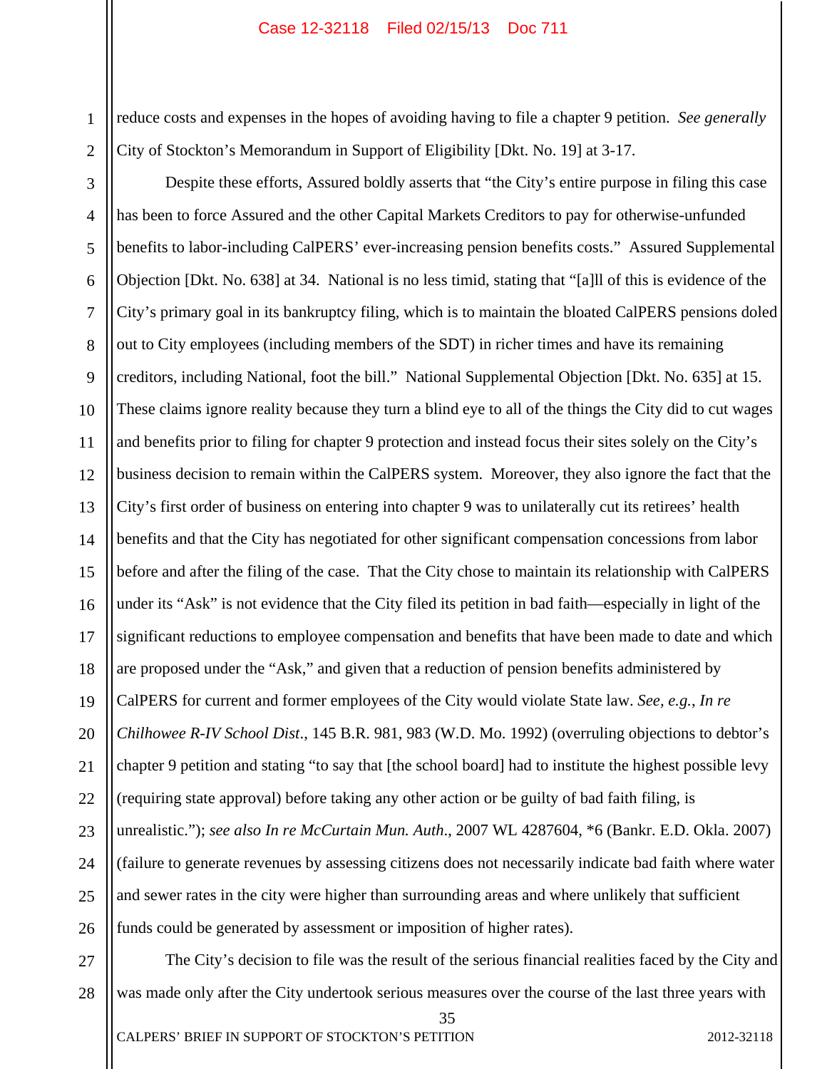reduce costs and expenses in the hopes of avoiding having to file a chapter 9 petition. *See generally* City of Stockton's Memorandum in Support of Eligibility [Dkt. No. 19] at 3-17.

Despite these efforts, Assured boldly asserts that "the City's entire purpose in filing this case has been to force Assured and the other Capital Markets Creditors to pay for otherwise-unfunded benefits to labor-including CalPERS' ever-increasing pension benefits costs." Assured Supplemental Objection [Dkt. No. 638] at 34. National is no less timid, stating that "[a]ll of this is evidence of the City's primary goal in its bankruptcy filing, which is to maintain the bloated CalPERS pensions doled out to City employees (including members of the SDT) in richer times and have its remaining creditors, including National, foot the bill." National Supplemental Objection [Dkt. No. 635] at 15. These claims ignore reality because they turn a blind eye to all of the things the City did to cut wages and benefits prior to filing for chapter 9 protection and instead focus their sites solely on the City's business decision to remain within the CalPERS system. Moreover, they also ignore the fact that the City's first order of business on entering into chapter 9 was to unilaterally cut its retirees' health benefits and that the City has negotiated for other significant compensation concessions from labor before and after the filing of the case. That the City chose to maintain its relationship with CalPERS under its "Ask" is not evidence that the City filed its petition in bad faith—especially in light of the significant reductions to employee compensation and benefits that have been made to date and which are proposed under the "Ask," and given that a reduction of pension benefits administered by CalPERS for current and former employees of the City would violate State law. *See, e.g.*, *In re Chilhowee R-IV School Dist*., 145 B.R. 981, 983 (W.D. Mo. 1992) (overruling objections to debtor's chapter 9 petition and stating "to say that [the school board] had to institute the highest possible levy (requiring state approval) before taking any other action or be guilty of bad faith filing, is unrealistic."); *see also In re McCurtain Mun. Auth*., 2007 WL 4287604, *6 (Bankr. E.D. Okla. 2007) (failure to generate revenues by assessing citizens does not necessarily indicate bad faith where water and sewer rates in the city were higher than surrounding areas and where unlikely that sufficient funds could be generated by assessment or imposition of higher rates).

The City's decision to file was the result of the serious financial realities faced by the City and was made only after the City undertook serious measures over the course of the last three years with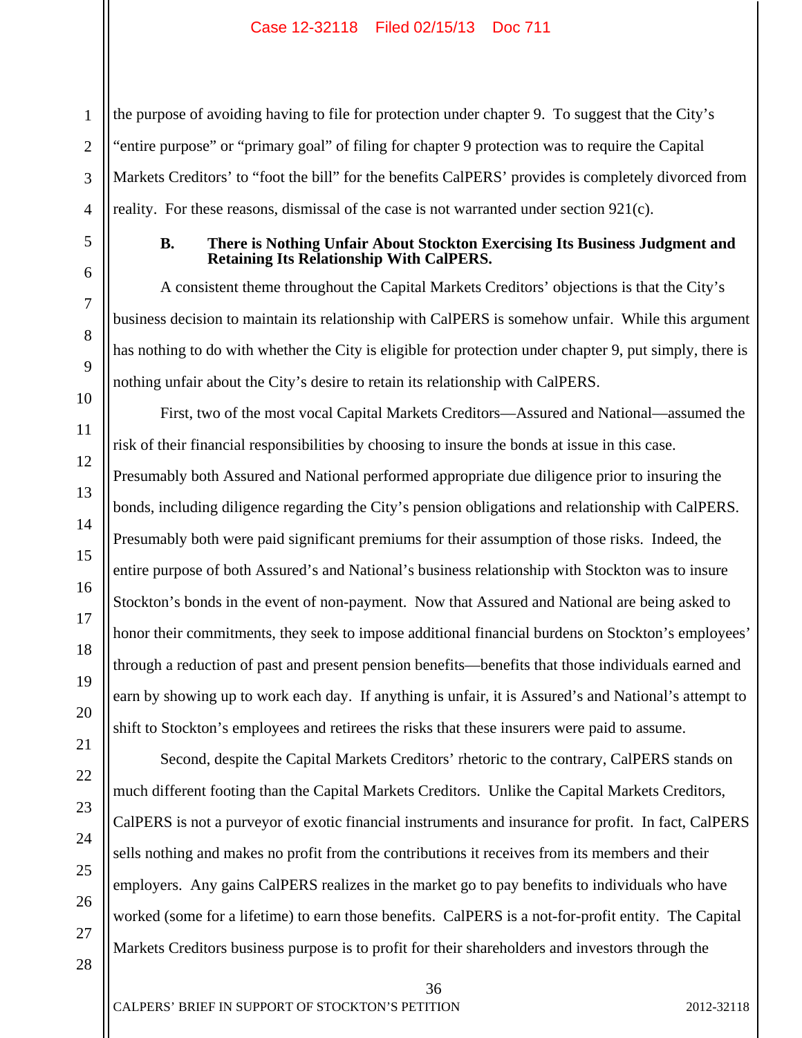the purpose of avoiding having to file for protection under chapter 9. To suggest that the City's "entire purpose" or "primary goal" of filing for chapter 9 protection was to require the Capital Markets Creditors' to "foot the bill" for the benefits CalPERS' provides is completely divorced from reality. For these reasons, dismissal of the case is not warranted under section 921(c).

### B. There is Nothing Unfair About Stockton Exercising Its Business Judgment and Retaining Its Relationship With CalPERS.

A consistent theme throughout the Capital Markets Creditors' objections is that the City's business decision to maintain its relationship with CalPERS is somehow unfair. While this argument has nothing to do with whether the City is eligible for protection under chapter 9, put simply, there is nothing unfair about the City's desire to retain its relationship with CalPERS.

First, two of the most vocal Capital Markets Creditors—Assured and National—assumed the risk of their financial responsibilities by choosing to insure the bonds at issue in this case. Presumably both Assured and National performed appropriate due diligence prior to insuring the bonds, including diligence regarding the City's pension obligations and relationship with CalPERS. Presumably both were paid significant premiums for their assumption of those risks. Indeed, the entire purpose of both Assured's and National's business relationship with Stockton was to insure Stockton's bonds in the event of non-payment. Now that Assured and National are being asked to honor their commitments, they seek to impose additional financial burdens on Stockton's employees' through a reduction of past and present pension benefits—benefits that those individuals earned and earn by showing up to work each day. If anything is unfair, it is Assured's and National's attempt to shift to Stockton's employees and retirees the risks that these insurers were paid to assume.

Second, despite the Capital Markets Creditors' rhetoric to the contrary, CalPERS stands on much different footing than the Capital Markets Creditors. Unlike the Capital Markets Creditors, CalPERS is not a purveyor of exotic financial instruments and insurance for profit. In fact, CalPERS sells nothing and makes no profit from the contributions it receives from its members and their employers. Any gains CalPERS realizes in the market go to pay benefits to individuals who have worked (some for a lifetime) to earn those benefits. CalPERS is a not-for-profit entity. The Capital Markets Creditors business purpose is to profit for their shareholders and investors through the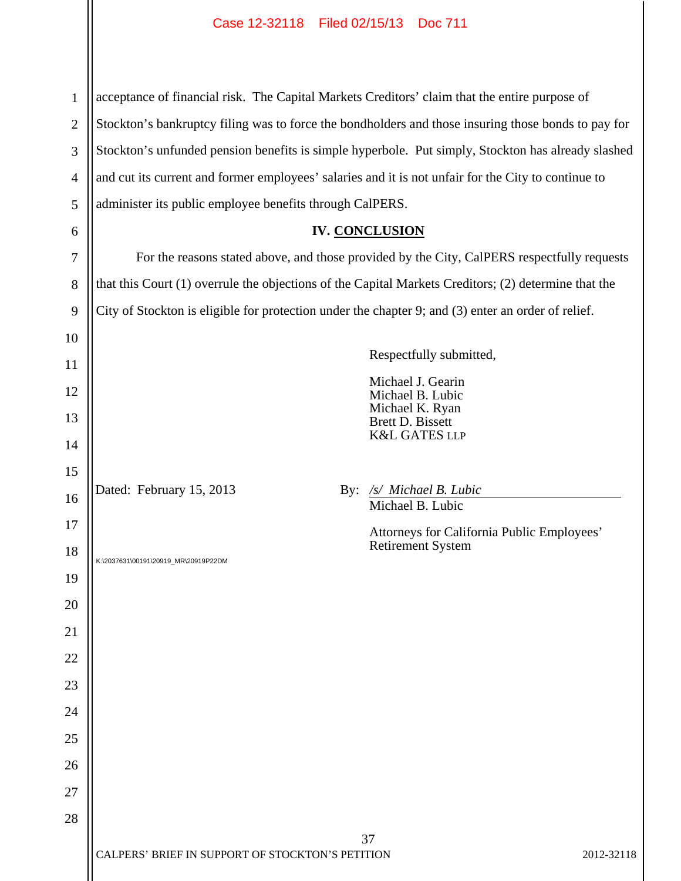acceptance of financial risk. The Capital Markets Creditors' claim that the entire purpose of Stockton's bankruptcy filing was to force the bondholders and those insuring those bonds to pay for Stockton's unfunded pension benefits is simple hyperbole. Put simply, Stockton has already slashed and cut its current and former employees' salaries and it is not unfair for the City to continue to administer its public employee benefits through CalPERS.

## IV. CONCLUSION

For the reasons stated above, and those provided by the City, CalPERS respectfully requests that this Court (1) overrule the objections of the Capital Markets Creditors; (2) determine that the City of Stockton is eligible for protection under the chapter 9; and (3) enter an order of relief.

Respectfully submitted,

Michael J. Gearin
Michael B. Lubic
Michael K. Ryan
Brett D. Bissett
K&L GATES LLP

Dated: February 15, 2013

By: */s/ Michael B. Lubic*
Michael B. Lubic

Attorneys for California Public Employees' Retirement System

K:\2037631\00191\20919_MR\20919P22DM